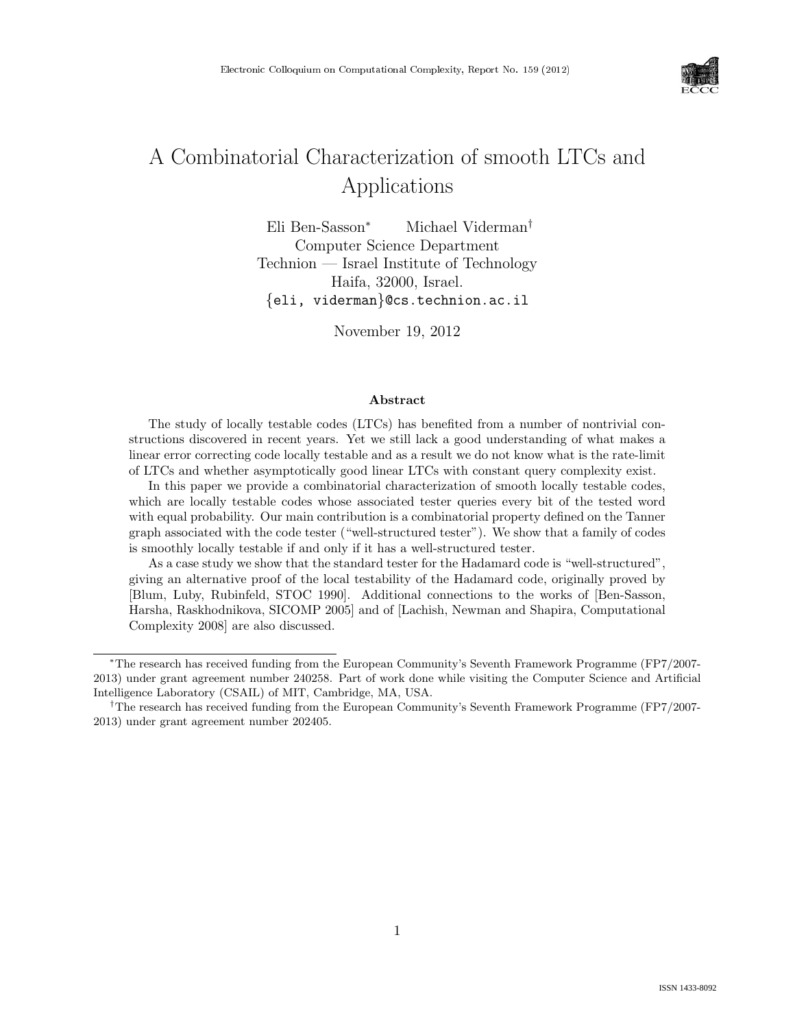# A Combinatorial Characterization of smooth LTCs and Applications

Eli Ben-Sasson* Michael Viderman†
Computer Science Department
Technion — Israel Institute of Technology
Haifa, 32000, Israel.
{eli, viderman}@cs.technion.ac.il

November 19, 2012

### Abstract

The study of locally testable codes (LTCs) has benefited from a number of nontrivial constructions discovered in recent years. Yet we still lack a good understanding of what makes a linear error correcting code locally testable and as a result we do not know what is the rate-limit of LTCs and whether asymptotically good linear LTCs with constant query complexity exist.

In this paper we provide a combinatorial characterization of smooth locally testable codes, which are locally testable codes whose associated tester queries every bit of the tested word with equal probability. Our main contribution is a combinatorial property defined on the Tanner graph associated with the code tester ("well-structured tester"). We show that a family of codes is smoothly locally testable if and only if it has a well-structured tester.

As a case study we show that the standard tester for the Hadamard code is "well-structured", giving an alternative proof of the local testability of the Hadamard code, originally proved by [Blum, Luby, Rubinfeld, STOC 1990]. Additional connections to the works of [Ben-Sasson, Harsha, Raskhodnikova, SICOMP 2005] and of [Lachish, Newman and Shapira, Computational Complexity 2008] are also discussed.

---

*The research has received funding from the European Community's Seventh Framework Programme (FP7/2007-2013) under grant agreement number 240258. Part of work done while visiting the Computer Science and Artificial Intelligence Laboratory (CSAIL) of MIT, Cambridge, MA, USA.

†The research has received funding from the European Community's Seventh Framework Programme (FP7/2007-2013) under grant agreement number 202405.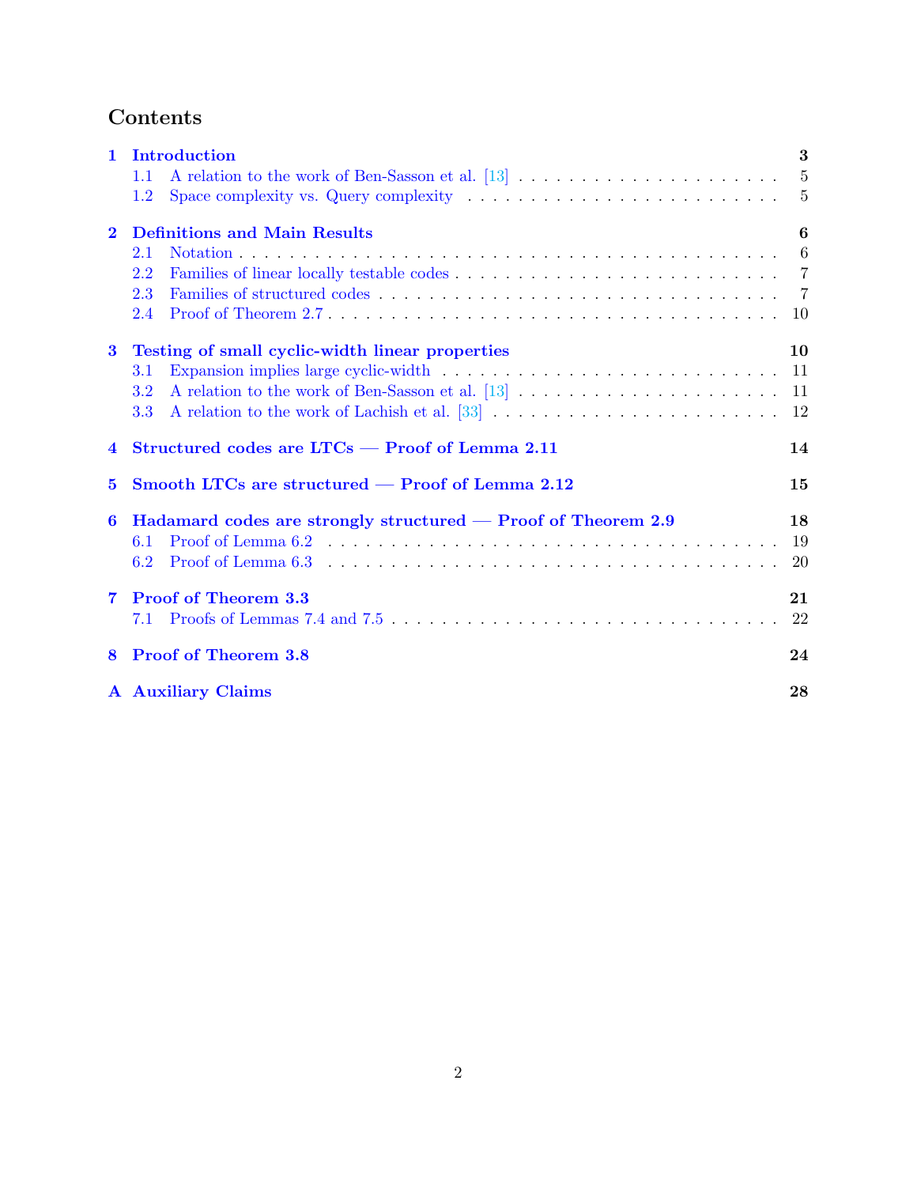# Contents

| | | |
|---|---|---|
| **1** | **Introduction** | **3** |
| 1.1 | A relation to the work of Ben-Sasson et al. [13] | 5 |
| 1.2 | Space complexity vs. Query complexity | 5 |
| **2** | **Definitions and Main Results** | **6** |
| 2.1 | Notation | 6 |
| 2.2 | Families of linear locally testable codes | 7 |
| 2.3 | Families of structured codes | 7 |
| 2.4 | Proof of Theorem 2.7 | 10 |
| **3** | **Testing of small cyclic-width linear properties** | **10** |
| 3.1 | Expansion implies large cyclic-width | 11 |
| 3.2 | A relation to the work of Ben-Sasson et al. [13] | 11 |
| 3.3 | A relation to the work of Lachish et al. [33] | 12 |
| **4** | **Structured codes are LTCs — Proof of Lemma 2.11** | **14** |
| **5** | **Smooth LTCs are structured — Proof of Lemma 2.12** | **15** |
| **6** | **Hadamard codes are strongly structured — Proof of Theorem 2.9** | **18** |
| 6.1 | Proof of Lemma 6.2 | 19 |
| 6.2 | Proof of Lemma 6.3 | 20 |
| **7** | **Proof of Theorem 3.3** | **21** |
| 7.1 | Proofs of Lemmas 7.4 and 7.5 | 22 |
| **8** | **Proof of Theorem 3.8** | **24** |
| **A** | **Auxiliary Claims** | **28** |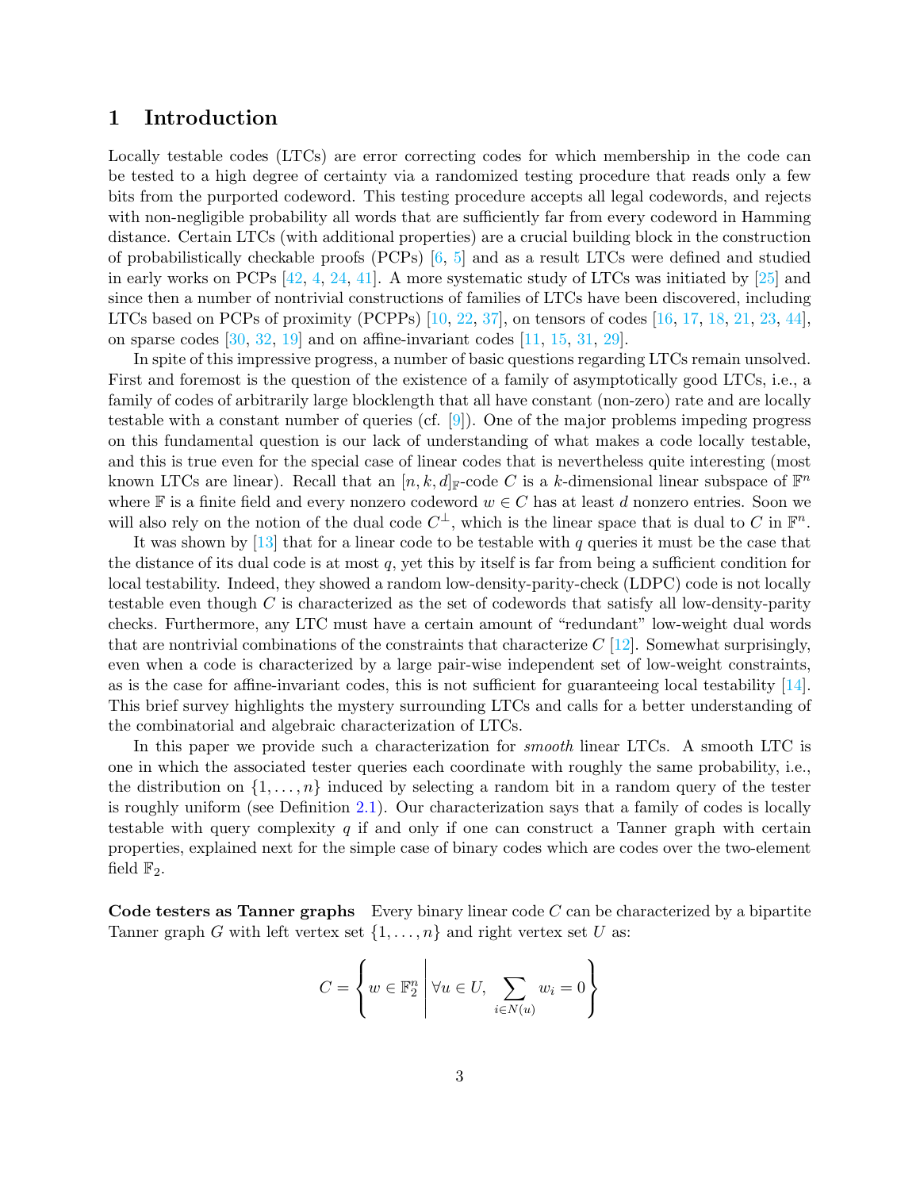## 1 Introduction

Locally testable codes (LTCs) are error correcting codes for which membership in the code can be tested to a high degree of certainty via a randomized testing procedure that reads only a few bits from the purported codeword. This testing procedure accepts all legal codewords, and rejects with non-negligible probability all words that are sufficiently far from every codeword in Hamming distance. Certain LTCs (with additional properties) are a crucial building block in the construction of probabilistically checkable proofs (PCPs) [6, 5] and as a result LTCs were defined and studied in early works on PCPs [42, 4, 24, 41]. A more systematic study of LTCs was initiated by [25] and since then a number of nontrivial constructions of families of LTCs have been discovered, including LTCs based on PCPs of proximity (PCPPs) [10, 22, 37], on tensors of codes [16, 17, 18, 21, 23, 44], on sparse codes [30, 32, 19] and on affine-invariant codes [11, 15, 31, 29].

In spite of this impressive progress, a number of basic questions regarding LTCs remain unsolved. First and foremost is the question of the existence of a family of asymptotically good LTCs, i.e., a family of codes of arbitrarily large blocklength that all have constant (non-zero) rate and are locally testable with a constant number of queries (cf. [9]). One of the major problems impeding progress on this fundamental question is our lack of understanding of what makes a code locally testable, and this is true even for the special case of linear codes that is nevertheless quite interesting (most known LTCs are linear). Recall that an $[n, k, d]_{\mathbb{F}}$-code $C$ is a $k$-dimensional linear subspace of $\mathbb{F}^n$ where $\mathbb{F}$ is a finite field and every nonzero codeword $w \in C$ has at least $d$ nonzero entries. Soon we will also rely on the notion of the dual code $C^{\perp}$, which is the linear space that is dual to $C$ in $\mathbb{F}^n$.

It was shown by [13] that for a linear code to be testable with $q$ queries it must be the case that the distance of its dual code is at most $q$, yet this by itself is far from being a sufficient condition for local testability. Indeed, they showed a random low-density-parity-check (LDPC) code is not locally testable even though $C$ is characterized as the set of codewords that satisfy all low-density parity checks. Furthermore, any LTC must have a certain amount of "redundant" low-weight dual words that are nontrivial combinations of the constraints that characterize $C$ [12]. Somewhat surprisingly, even when a code is characterized by a large pair-wise independent set of low-weight constraints, as is the case for affine-invariant codes, this is not sufficient for guaranteeing local testability [14]. This brief survey highlights the mystery surrounding LTCs and calls for a better understanding of the combinatorial and algebraic characterization of LTCs.

In this paper we provide such a characterization for *smooth* linear LTCs. A smooth LTC is one in which the associated tester queries each coordinate with roughly the same probability, i.e., the distribution on $\{1, \ldots, n\}$ induced by selecting a random bit in a random query of the tester is roughly uniform (see Definition 2.1). Our characterization says that a family of codes is locally testable with query complexity $q$ if and only if one can construct a Tanner graph with certain properties, explained next for the simple case of binary codes which are codes over the two-element field $\mathbb{F}_2$.

**Code testers as Tanner graphs** Every binary linear code $C$ can be characterized by a bipartite Tanner graph $G$ with left vertex set $\{1, \ldots, n\}$ and right vertex set $U$ as:

$$C = \left\{ w \in \mathbb{F}_2^n \;\middle|\; \forall u \in U, \sum_{i \in N(u)} w_i = 0 \right\}$$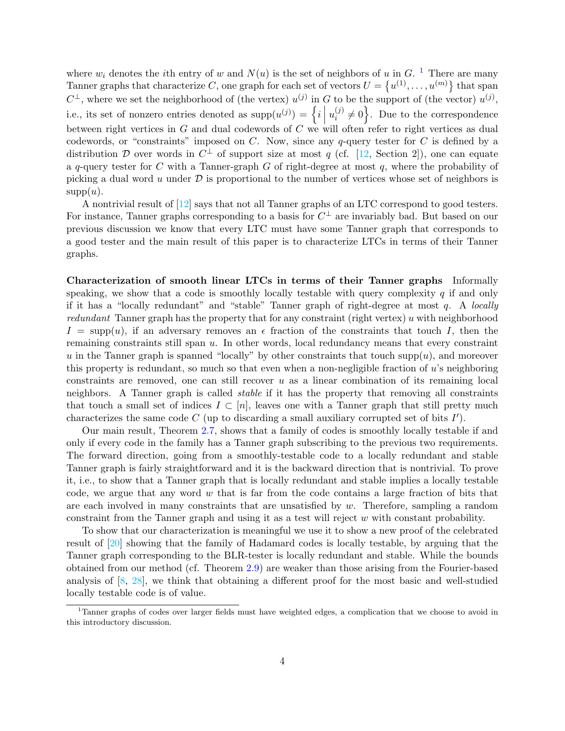where $w_i$ denotes the $i$th entry of $w$ and $N(u)$ is the set of neighbors of $u$ in $G$. [1] There are many Tanner graphs that characterize $C$, one graph for each set of vectors $U = \{u^{(1)}, \ldots, u^{(m)}\}$ that span $C^\perp$, where we set the neighborhood of (the vertex) $u^{(j)}$ in $G$ to be the support of (the vector) $u^{(j)}$, i.e., its set of nonzero entries denoted as $\mathrm{supp}(u^{(j)}) = \left\{ i \,\middle|\, u_i^{(j)} \neq 0 \right\}$. Due to the correspondence between right vertices in $G$ and dual codewords of $C$ we will often refer to right vertices as dual codewords, or "constraints" imposed on $C$. Now, since any $q$-query tester for $C$ is defined by a distribution $\mathcal{D}$ over words in $C^\perp$ of support size at most $q$ (cf. [12, Section 2]), one can equate a $q$-query tester for $C$ with a Tanner-graph $G$ of right-degree at most $q$, where the probability of picking a dual word $u$ under $\mathcal{D}$ is proportional to the number of vertices whose set of neighbors is $\mathrm{supp}(u)$.

A nontrivial result of [12] says that not all Tanner graphs of an LTC correspond to good testers. For instance, Tanner graphs corresponding to a basis for $C^\perp$ are invariably bad. But based on our previous discussion we know that every LTC must have some Tanner graph that corresponds to a good tester and the main result of this paper is to characterize LTCs in terms of their Tanner graphs.

**Characterization of smooth linear LTCs in terms of their Tanner graphs** Informally speaking, we show that a code is smoothly locally testable with query complexity $q$ if and only if it has a "locally redundant" and "stable" Tanner graph of right-degree at most $q$. A *locally redundant* Tanner graph has the property that for any constraint (right vertex) $u$ with neighborhood $I = \mathrm{supp}(u)$, if an adversary removes an $\epsilon$ fraction of the constraints that touch $I$, then the remaining constraints still span $u$. In other words, local redundancy means that every constraint $u$ in the Tanner graph is spanned "locally" by other constraints that touch $\mathrm{supp}(u)$, and moreover this property is redundant, so much so that even when a non-negligible fraction of $u$'s neighboring constraints are removed, one can still recover $u$ as a linear combination of its remaining local neighbors. A Tanner graph is called *stable* if it has the property that removing all constraints that touch a small set of indices $I \subset [n]$, leaves one with a Tanner graph that still pretty much characterizes the same code $C$ (up to discarding a small auxiliary corrupted set of bits $I'$).

Our main result, Theorem 2.7, shows that a family of codes is smoothly locally testable if and only if every code in the family has a Tanner graph subscribing to the previous two requirements. The forward direction, going from a smoothly-testable code to a locally redundant and stable Tanner graph is fairly straightforward and it is the backward direction that is nontrivial. To prove it, i.e., to show that a Tanner graph that is locally redundant and stable implies a locally testable code, we argue that any word $w$ that is far from the code contains a large fraction of bits that are each involved in many constraints that are unsatisfied by $w$. Therefore, sampling a random constraint from the Tanner graph and using it as a test will reject $w$ with constant probability.

To show that our characterization is meaningful we use it to show a new proof of the celebrated result of [20] showing that the family of Hadamard codes is locally testable, by arguing that the Tanner graph corresponding to the BLR-tester is locally redundant and stable. While the bounds obtained from our method (cf. Theorem 2.9) are weaker than those arising from the Fourier-based analysis of [8, 28], we think that obtaining a different proof for the most basic and well-studied locally testable code is of value.

[1] Tanner graphs of codes over larger fields must have weighted edges, a complication that we choose to avoid in this introductory discussion.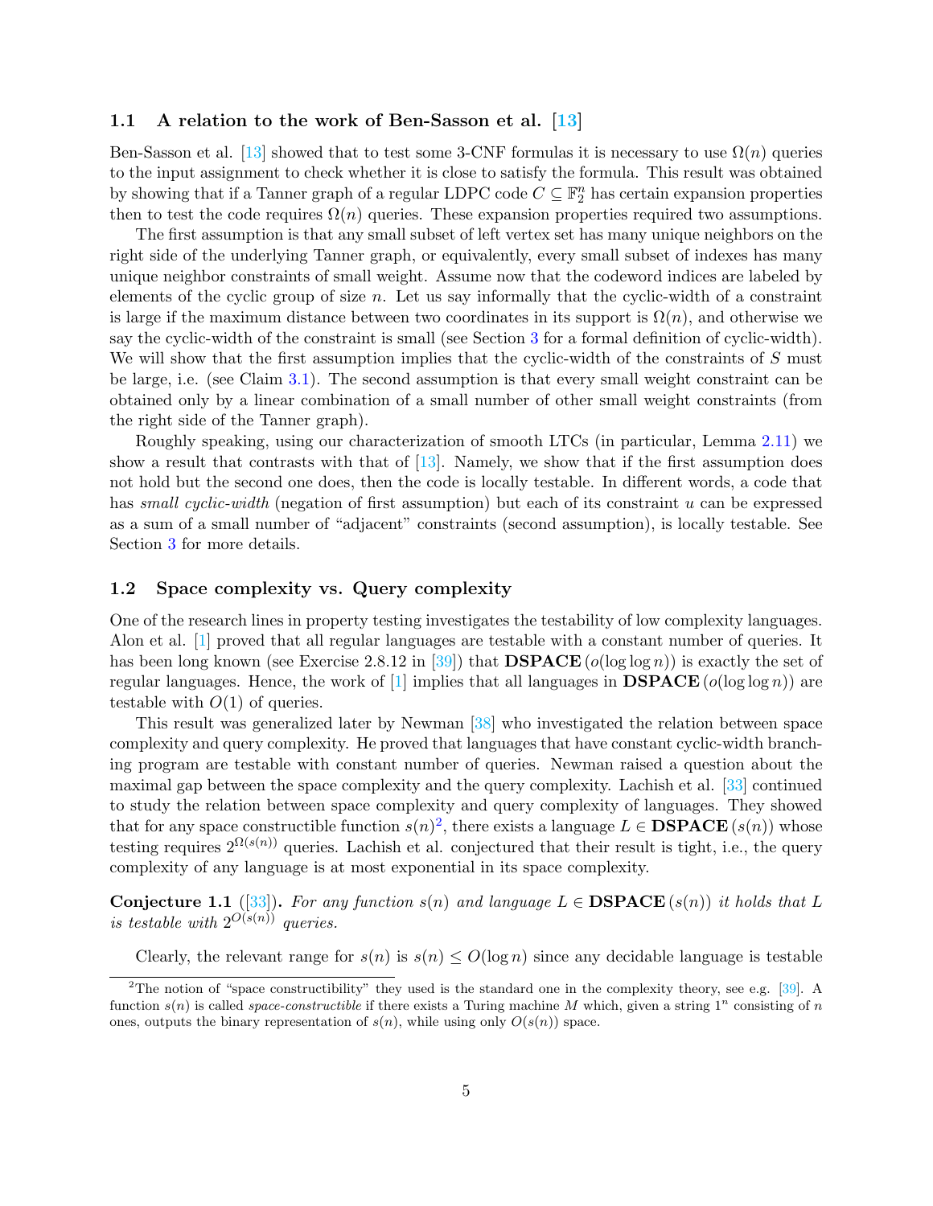### 1.1 A relation to the work of Ben-Sasson et al. [13]

Ben-Sasson et al. [13] showed that to test some 3-CNF formulas it is necessary to use $\Omega(n)$ queries to the input assignment to check whether it is close to satisfy the formula. This result was obtained by showing that if a Tanner graph of a regular LDPC code $C \subseteq \mathbb{F}_2^n$ has certain expansion properties then to test the code requires $\Omega(n)$ queries. These expansion properties required two assumptions.

The first assumption is that any small subset of left vertex set has many unique neighbors on the right side of the underlying Tanner graph, or equivalently, every small subset of indexes has many unique neighbor constraints of small weight. Assume now that the codeword indices are labeled by elements of the cyclic group of size $n$. Let us say informally that the cyclic-width of a constraint is large if the maximum distance between two coordinates in its support is $\Omega(n)$, and otherwise we say the cyclic-width of the constraint is small (see Section 3 for a formal definition of cyclic-width). We will show that the first assumption implies that the cyclic-width of the constraints of $S$ must be large, i.e. (see Claim 3.1). The second assumption is that every small weight constraint can be obtained only by a linear combination of a small number of other small weight constraints (from the right side of the Tanner graph).

Roughly speaking, using our characterization of smooth LTCs (in particular, Lemma 2.11) we show a result that contrasts with that of [13]. Namely, we show that if the first assumption does not hold but the second one does, then the code is locally testable. In different words, a code that has *small cyclic-width* (negation of first assumption) but each of its constraint $u$ can be expressed as a sum of a small number of "adjacent" constraints (second assumption), is locally testable. See Section 3 for more details.

### 1.2 Space complexity vs. Query complexity

One of the research lines in property testing investigates the testability of low complexity languages. Alon et al. [1] proved that all regular languages are testable with a constant number of queries. It has been long known (see Exercise 2.8.12 in [39]) that $\mathbf{DSPACE}(o(\log\log n))$ is exactly the set of regular languages. Hence, the work of [1] implies that all languages in $\mathbf{DSPACE}(o(\log\log n))$ are testable with $O(1)$ of queries.

This result was generalized later by Newman [38] who investigated the relation between space complexity and query complexity. He proved that languages that have constant cyclic-width branching program are testable with constant number of queries. Newman raised a question about the maximal gap between the space complexity and the query complexity. Lachish et al. [33] continued to study the relation between space complexity and query complexity of languages. They showed that for any space constructible function $s(n)$[2], there exists a language $L \in \mathbf{DSPACE}(s(n))$ whose testing requires $2^{\Omega(s(n))}$ queries. Lachish et al. conjectured that their result is tight, i.e., the query complexity of any language is at most exponential in its space complexity.

**Conjecture 1.1** ([33]). *For any function $s(n)$ and language $L \in \mathbf{DSPACE}(s(n))$ it holds that $L$ is testable with $2^{O(s(n))}$ queries.*

Clearly, the relevant range for $s(n)$ is $s(n) \le O(\log n)$ since any decidable language is testable

[2] The notion of "space constructibility" they used is the standard one in the complexity theory, see e.g. [39]. A function $s(n)$ is called *space-constructible* if there exists a Turing machine $M$ which, given a string $1^n$ consisting of $n$ ones, outputs the binary representation of $s(n)$, while using only $O(s(n))$ space.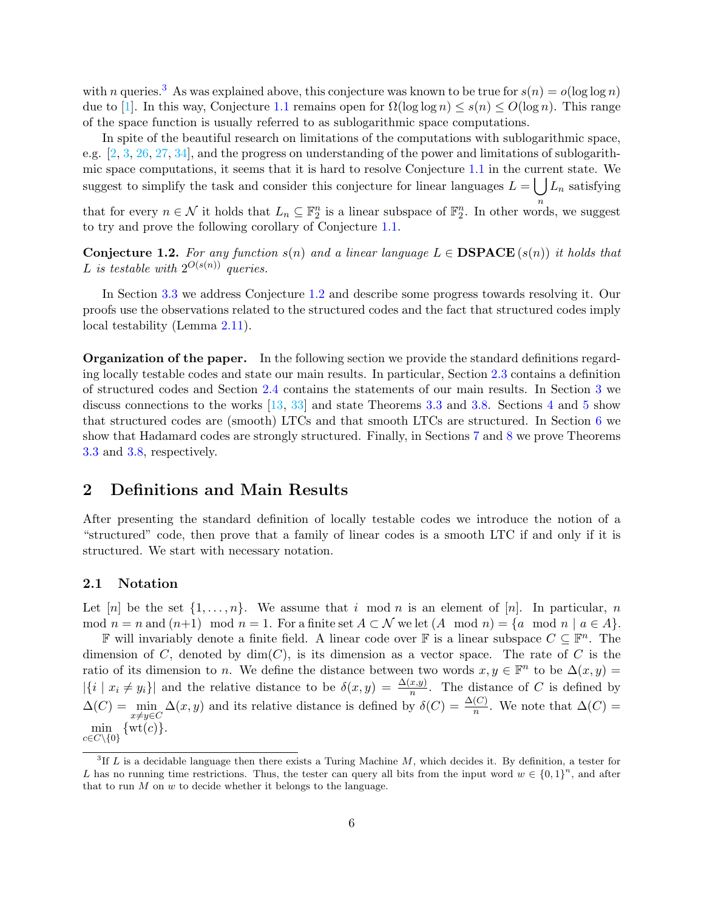with $n$ queries.[3] As was explained above, this conjecture was known to be true for $s(n) = o(\log\log n)$ due to [1]. In this way, Conjecture 1.1 remains open for $\Omega(\log\log n) \le s(n) \le O(\log n)$. This range of the space function is usually referred to as sublogarithmic space computations.

In spite of the beautiful research on limitations of the computations with sublogarithmic space, e.g. [2, 3, 26, 27, 34], and the progress on understanding of the power and limitations of sublogarithmic space computations, it seems that it is hard to resolve Conjecture 1.1 in the current state. We suggest to simplify the task and consider this conjecture for linear languages $L = \bigcup_n L_n$ satisfying that for every $n \in \mathcal{N}$ it holds that $L_n \subseteq \mathbb{F}_2^n$ is a linear subspace of $\mathbb{F}_2^n$. In other words, we suggest to try and prove the following corollary of Conjecture 1.1.

**Conjecture 1.2.** *For any function $s(n)$ and a linear language $L \in$ **DSPACE** $(s(n))$ it holds that $L$ is testable with $2^{O(s(n))}$ queries.*

In Section 3.3 we address Conjecture 1.2 and describe some progress towards resolving it. Our proofs use the observations related to the structured codes and the fact that structured codes imply local testability (Lemma 2.11).

**Organization of the paper.** In the following section we provide the standard definitions regarding locally testable codes and state our main results. In particular, Section 2.3 contains a definition of structured codes and Section 2.4 contains the statements of our main results. In Section 3 we discuss connections to the works [13, 33] and state Theorems 3.3 and 3.8. Sections 4 and 5 show that structured codes are (smooth) LTCs and that smooth LTCs are structured. In Section 6 we show that Hadamard codes are strongly structured. Finally, in Sections 7 and 8 we prove Theorems 3.3 and 3.8, respectively.

## 2 Definitions and Main Results

After presenting the standard definition of locally testable codes we introduce the notion of a "structured" code, then prove that a family of linear codes is a smooth LTC if and only if it is structured. We start with necessary notation.

### 2.1 Notation

Let $[n]$ be the set $\{1, \ldots, n\}$. We assume that $i \mod n$ is an element of $[n]$. In particular, $n \mod n = n$ and $(n+1) \mod n = 1$. For a finite set $A \subset \mathcal{N}$ we let $(A \mod n) = \{a \mod n \mid a \in A\}$.

$\mathbb{F}$ will invariably denote a finite field. A linear code over $\mathbb{F}$ is a linear subspace $C \subseteq \mathbb{F}^n$. The dimension of $C$, denoted by $\dim(C)$, is its dimension as a vector space. The rate of $C$ is the ratio of its dimension to $n$. We define the distance between two words $x, y \in \mathbb{F}^n$ to be $\Delta(x, y) = |\{i \mid x_i \neq y_i\}|$ and the relative distance to be $\delta(x, y) = \frac{\Delta(x,y)}{n}$. The distance of $C$ is defined by $\Delta(C) = \min_{x \neq y \in C} \Delta(x, y)$ and its relative distance is defined by $\delta(C) = \frac{\Delta(C)}{n}$. We note that $\Delta(C) = \min_{c \in C \setminus \{0\}} \{\mathrm{wt}(c)\}$.

[3] If $L$ is a decidable language then there exists a Turing Machine $M$, which decides it. By definition, a tester for $L$ has no running time restrictions. Thus, the tester can query all bits from the input word $w \in \{0,1\}^n$, and after that to run $M$ on $w$ to decide whether it belongs to the language.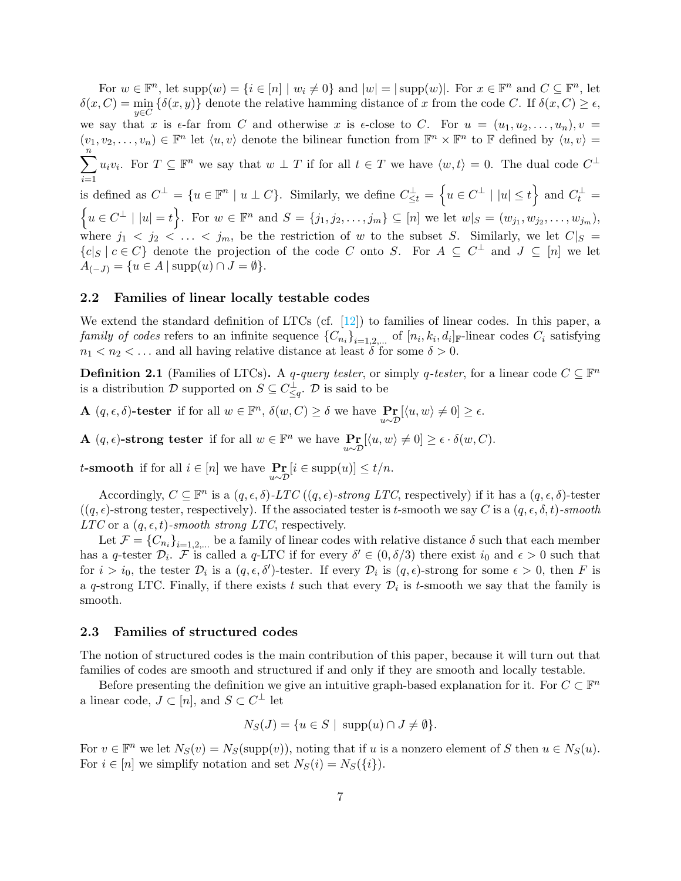For $w \in \mathbb{F}^n$, let $\text{supp}(w) = \{i \in [n] \mid w_i \neq 0\}$ and $|w| = |\text{supp}(w)|$. For $x \in \mathbb{F}^n$ and $C \subseteq \mathbb{F}^n$, let $\delta(x, C) = \min_{y \in C} \{\delta(x, y)\}$ denote the relative hamming distance of $x$ from the code $C$. If $\delta(x, C) \geq \epsilon$, we say that $x$ is $\epsilon$-far from $C$ and otherwise $x$ is $\epsilon$-close to $C$. For $u = (u_1, u_2, \ldots, u_n), v = (v_1, v_2, \ldots, v_n) \in \mathbb{F}^n$ let $\langle u, v \rangle$ denote the bilinear function from $\mathbb{F}^n \times \mathbb{F}^n$ to $\mathbb{F}$ defined by $\langle u, v \rangle = \sum_{i=1}^{n} u_i v_i$. For $T \subseteq \mathbb{F}^n$ we say that $w \perp T$ if for all $t \in T$ we have $\langle w, t \rangle = 0$. The dual code $C^\perp$ is defined as $C^\perp = \{u \in \mathbb{F}^n \mid u \perp C\}$. Similarly, we define $C^\perp_{\leq t} = \left\{u \in C^\perp \mid |u| \leq t\right\}$ and $C^\perp_t = \left\{u \in C^\perp \mid |u| = t\right\}$. For $w \in \mathbb{F}^n$ and $S = \{j_1, j_2, \ldots, j_m\} \subseteq [n]$ we let $w|_S = (w_{j_1}, w_{j_2}, \ldots, w_{j_m})$, where $j_1 < j_2 < \ldots < j_m$, be the restriction of $w$ to the subset $S$. Similarly, we let $C|_S = \{c|_S \mid c \in C\}$ denote the projection of the code $C$ onto $S$. For $A \subseteq C^\perp$ and $J \subseteq [n]$ we let $A_{(-J)} = \{u \in A \mid \text{supp}(u) \cap J = \emptyset\}$.

### 2.2 Families of linear locally testable codes

We extend the standard definition of LTCs (cf. [12]) to families of linear codes. In this paper, a *family of codes* refers to an infinite sequence $\{C_{n_i}\}_{i=1,2,\ldots}$ of $[n_i, k_i, d_i]_\mathbb{F}$-linear codes $C_i$ satisfying $n_1 < n_2 < \ldots$ and all having relative distance at least $\delta$ for some $\delta > 0$.

**Definition 2.1** (Families of LTCs)**.** A *$q$-query tester*, or simply *$q$-tester*, for a linear code $C \subseteq \mathbb{F}^n$ is a distribution $\mathcal{D}$ supported on $S \subseteq C^\perp_{\leq q}$. $\mathcal{D}$ is said to be

**A $(q, \epsilon, \delta)$-tester** if for all $w \in \mathbb{F}^n$, $\delta(w, C) \geq \delta$ we have $\Pr_{u \sim \mathcal{D}}[\langle u, w \rangle \neq 0] \geq \epsilon$.

**A $(q, \epsilon)$-strong tester** if for all $w \in \mathbb{F}^n$ we have $\Pr_{u \sim \mathcal{D}}[\langle u, w \rangle \neq 0] \geq \epsilon \cdot \delta(w, C)$.

**$t$-smooth** if for all $i \in [n]$ we have $\Pr_{u \sim \mathcal{D}}[i \in \text{supp}(u)] \leq t/n$.

Accordingly, $C \subseteq \mathbb{F}^n$ is a $(q, \epsilon, \delta)$*-LTC* ($(q, \epsilon)$*-strong LTC*, respectively) if it has a $(q, \epsilon, \delta)$-tester ($(q, \epsilon)$-strong tester, respectively). If the associated tester is $t$-smooth we say $C$ is a $(q, \epsilon, \delta, t)$*-smooth LTC* or a $(q, \epsilon, t)$*-smooth strong LTC*, respectively.

Let $\mathcal{F} = \{C_{n_i}\}_{i=1,2,\ldots}$ be a family of linear codes with relative distance $\delta$ such that each member has a $q$-tester $\mathcal{D}_i$. $\mathcal{F}$ is called a $q$-LTC if for every $\delta' \in (0, \delta/3)$ there exist $i_0$ and $\epsilon > 0$ such that for $i > i_0$, the tester $\mathcal{D}_i$ is a $(q, \epsilon, \delta')$-tester. If every $\mathcal{D}_i$ is $(q, \epsilon)$-strong for some $\epsilon > 0$, then $F$ is a $q$-strong LTC. Finally, if there exists $t$ such that every $\mathcal{D}_i$ is $t$-smooth we say that the family is smooth.

### 2.3 Families of structured codes

The notion of structured codes is the main contribution of this paper, because it will turn out that families of codes are smooth and structured if and only if they are smooth and locally testable.

Before presenting the definition we give an intuitive graph-based explanation for it. For $C \subset \mathbb{F}^n$ a linear code, $J \subset [n]$, and $S \subset C^\perp$ let

$$N_S(J) = \{u \in S \mid \text{supp}(u) \cap J \neq \emptyset\}.$$

For $v \in \mathbb{F}^n$ we let $N_S(v) = N_S(\text{supp}(v))$, noting that if $u$ is a nonzero element of $S$ then $u \in N_S(u)$. For $i \in [n]$ we simplify notation and set $N_S(i) = N_S(\{i\})$.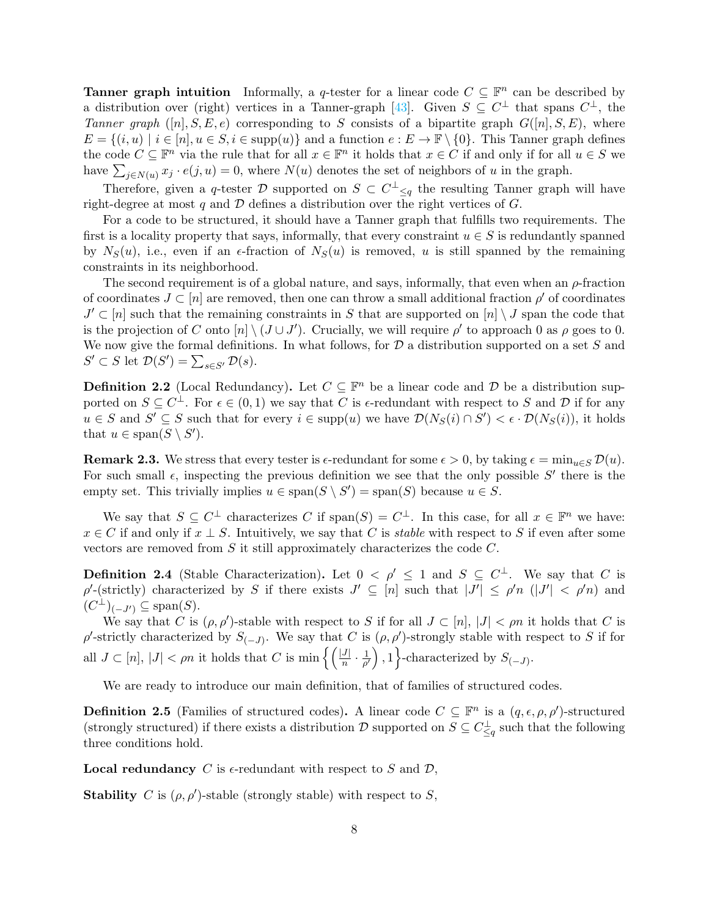**Tanner graph intuition** Informally, a $q$-tester for a linear code $C \subseteq \mathbb{F}^n$ can be described by a distribution over (right) vertices in a Tanner-graph [43]. Given $S \subseteq C^\perp$ that spans $C^\perp$, the *Tanner graph* $([n], S, E, e)$ corresponding to $S$ consists of a bipartite graph $G([n], S, E)$, where $E = \{(i,u) \mid i \in [n], u \in S, i \in \text{supp}(u)\}$ and a function $e : E \to \mathbb{F} \setminus \{0\}$. This Tanner graph defines the code $C \subseteq \mathbb{F}^n$ via the rule that for all $x \in \mathbb{F}^n$ it holds that $x \in C$ if and only if for all $u \in S$ we have $\sum_{j \in N(u)} x_j \cdot e(j,u) = 0$, where $N(u)$ denotes the set of neighbors of $u$ in the graph.

Therefore, given a $q$-tester $\mathcal{D}$ supported on $S \subset C^\perp{}_{\leq q}$ the resulting Tanner graph will have right-degree at most $q$ and $\mathcal{D}$ defines a distribution over the right vertices of $G$.

For a code to be structured, it should have a Tanner graph that fulfills two requirements. The first is a locality property that says, informally, that every constraint $u \in S$ is redundantly spanned by $N_S(u)$, i.e., even if an $\epsilon$-fraction of $N_S(u)$ is removed, $u$ is still spanned by the remaining constraints in its neighborhood.

The second requirement is of a global nature, and says, informally, that even when an $\rho$-fraction of coordinates $J \subset [n]$ are removed, then one can throw a small additional fraction $\rho'$ of coordinates $J' \subset [n]$ such that the remaining constraints in $S$ that are supported on $[n] \setminus J$ span the code that is the projection of $C$ onto $[n] \setminus (J \cup J')$. Crucially, we will require $\rho'$ to approach 0 as $\rho$ goes to 0. We now give the formal definitions. In what follows, for $\mathcal{D}$ a distribution supported on a set $S$ and $S' \subset S$ let $\mathcal{D}(S') = \sum_{s \in S'} \mathcal{D}(s)$.

**Definition 2.2** (Local Redundancy)**.** Let $C \subseteq \mathbb{F}^n$ be a linear code and $\mathcal{D}$ be a distribution supported on $S \subseteq C^\perp$. For $\epsilon \in (0,1)$ we say that $C$ is $\epsilon$-redundant with respect to $S$ and $\mathcal{D}$ if for any $u \in S$ and $S' \subseteq S$ such that for every $i \in \text{supp}(u)$ we have $\mathcal{D}(N_S(i) \cap S') < \epsilon \cdot \mathcal{D}(N_S(i))$, it holds that $u \in \text{span}(S \setminus S')$.

**Remark 2.3.** We stress that every tester is $\epsilon$-redundant for some $\epsilon > 0$, by taking $\epsilon = \min_{u \in S} \mathcal{D}(u)$. For such small $\epsilon$, inspecting the previous definition we see that the only possible $S'$ there is the empty set. This trivially implies $u \in \text{span}(S \setminus S') = \text{span}(S)$ because $u \in S$.

We say that $S \subseteq C^\perp$ characterizes $C$ if $\text{span}(S) = C^\perp$. In this case, for all $x \in \mathbb{F}^n$ we have: $x \in C$ if and only if $x \perp S$. Intuitively, we say that $C$ is *stable* with respect to $S$ if even after some vectors are removed from $S$ it still approximately characterizes the code $C$.

**Definition 2.4** (Stable Characterization)**.** Let $0 < \rho' \leq 1$ and $S \subseteq C^\perp$. We say that $C$ is $\rho'$-(strictly) characterized by $S$ if there exists $J' \subseteq [n]$ such that $|J'| \leq \rho' n$ ($|J'| < \rho' n$) and $(C^\perp)_{(-J')} \subseteq \text{span}(S)$.

We say that $C$ is $(\rho, \rho')$-stable with respect to $S$ if for all $J \subset [n]$, $|J| < \rho n$ it holds that $C$ is $\rho'$-strictly characterized by $S_{(-J)}$. We say that $C$ is $(\rho, \rho')$-strongly stable with respect to $S$ if for all $J \subset [n]$, $|J| < \rho n$ it holds that $C$ is $\min\left\{\left(\frac{|J|}{n} \cdot \frac{1}{\rho'}\right), 1\right\}$-characterized by $S_{(-J)}$.

We are ready to introduce our main definition, that of families of structured codes.

**Definition 2.5** (Families of structured codes)**.** A linear code $C \subseteq \mathbb{F}^n$ is a $(q, \epsilon, \rho, \rho')$-structured (strongly structured) if there exists a distribution $\mathcal{D}$ supported on $S \subseteq C^\perp_{\leq q}$ such that the following three conditions hold.

**Local redundancy** $C$ is $\epsilon$-redundant with respect to $S$ and $\mathcal{D}$,

**Stability** $C$ is $(\rho, \rho')$-stable (strongly stable) with respect to $S$,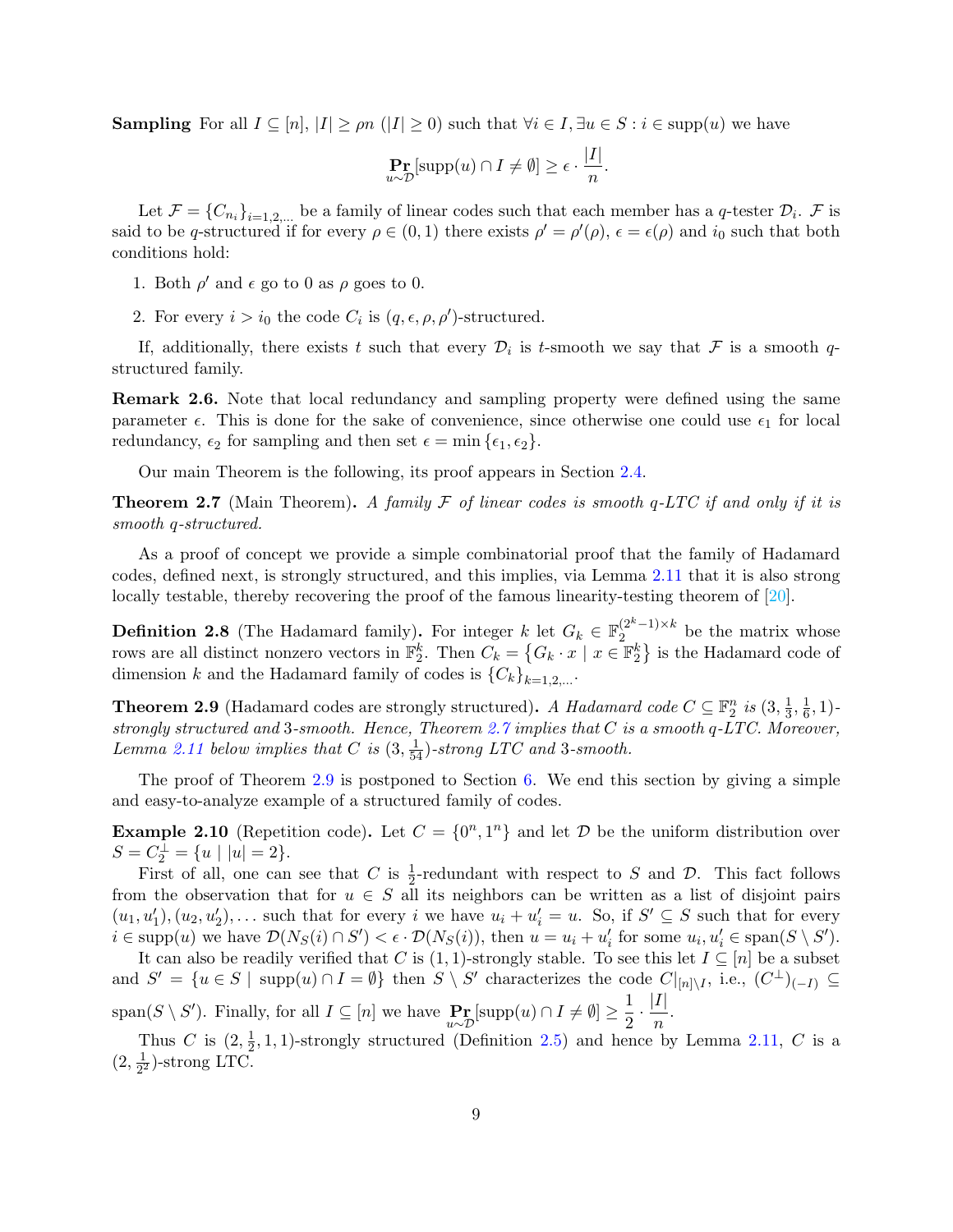**Sampling** For all $I \subseteq [n]$, $|I| \geq \rho n$ ($|I| \geq 0$) such that $\forall i \in I, \exists u \in S : i \in \text{supp}(u)$ we have

$$\Pr_{u \sim \mathcal{D}}[\text{supp}(u) \cap I \neq \emptyset] \geq \epsilon \cdot \frac{|I|}{n}.$$

Let $\mathcal{F} = \{C_{n_i}\}_{i=1,2,\ldots}$ be a family of linear codes such that each member has a $q$-tester $\mathcal{D}_i$. $\mathcal{F}$ is said to be $q$-structured if for every $\rho \in (0,1)$ there exists $\rho' = \rho'(\rho)$, $\epsilon = \epsilon(\rho)$ and $i_0$ such that both conditions hold:

1. Both $\rho'$ and $\epsilon$ go to 0 as $\rho$ goes to 0.
2. For every $i > i_0$ the code $C_i$ is $(q, \epsilon, \rho, \rho')$-structured.

If, additionally, there exists $t$ such that every $\mathcal{D}_i$ is $t$-smooth we say that $\mathcal{F}$ is a smooth $q$-structured family.

**Remark 2.6.** Note that local redundancy and sampling property were defined using the same parameter $\epsilon$. This is done for the sake of convenience, since otherwise one could use $\epsilon_1$ for local redundancy, $\epsilon_2$ for sampling and then set $\epsilon = \min\{\epsilon_1, \epsilon_2\}$.

Our main Theorem is the following, its proof appears in Section 2.4.

**Theorem 2.7** (Main Theorem)**.** *A family $\mathcal{F}$ of linear codes is smooth $q$-LTC if and only if it is smooth $q$-structured.*

As a proof of concept we provide a simple combinatorial proof that the family of Hadamard codes, defined next, is strongly structured, and this implies, via Lemma 2.11 that it is also strong locally testable, thereby recovering the proof of the famous linearity-testing theorem of [20].

**Definition 2.8** (The Hadamard family)**.** For integer $k$ let $G_k \in \mathbb{F}_2^{(2^k-1)\times k}$ be the matrix whose rows are all distinct nonzero vectors in $\mathbb{F}_2^k$. Then $C_k = \{G_k \cdot x \mid x \in \mathbb{F}_2^k\}$ is the Hadamard code of dimension $k$ and the Hadamard family of codes is $\{C_k\}_{k=1,2,\ldots}$.

**Theorem 2.9** (Hadamard codes are strongly structured)**.** *A Hadamard code $C \subseteq \mathbb{F}_2^n$ is $(3, \frac{1}{3}, \frac{1}{6}, 1)$-strongly structured and 3-smooth. Hence, Theorem 2.7 implies that $C$ is a smooth $q$-LTC. Moreover, Lemma 2.11 below implies that $C$ is $(3, \frac{1}{54})$-strong LTC and 3-smooth.*

The proof of Theorem 2.9 is postponed to Section 6. We end this section by giving a simple and easy-to-analyze example of a structured family of codes.

**Example 2.10** (Repetition code)**.** Let $C = \{0^n, 1^n\}$ and let $\mathcal{D}$ be the uniform distribution over $S = C_2^\perp = \{u \mid |u| = 2\}$.

First of all, one can see that $C$ is $\frac{1}{2}$-redundant with respect to $S$ and $\mathcal{D}$. This fact follows from the observation that for $u \in S$ all its neighbors can be written as a list of disjoint pairs $(u_1, u_1'), (u_2, u_2'), \ldots$ such that for every $i$ we have $u_i + u_i' = u$. So, if $S' \subseteq S$ such that for every $i \in \text{supp}(u)$ we have $\mathcal{D}(N_S(i) \cap S') < \epsilon \cdot \mathcal{D}(N_S(i))$, then $u = u_i + u_i'$ for some $u_i, u_i' \in \text{span}(S \setminus S')$.

It can also be readily verified that $C$ is $(1,1)$-strongly stable. To see this let $I \subseteq [n]$ be a subset and $S' = \{u \in S \mid \text{supp}(u) \cap I = \emptyset\}$ then $S \setminus S'$ characterizes the code $C|_{[n]\setminus I}$, i.e., $(C^\perp)_{(-I)} \subseteq \text{span}(S \setminus S')$. Finally, for all $I \subseteq [n]$ we have $\Pr_{u \sim \mathcal{D}}[\text{supp}(u) \cap I \neq \emptyset] \geq \frac{1}{2} \cdot \frac{|I|}{n}$.

Thus $C$ is $(2, \frac{1}{2}, 1, 1)$-strongly structured (Definition 2.5) and hence by Lemma 2.11, $C$ is a $(2, \frac{1}{2^2})$-strong LTC.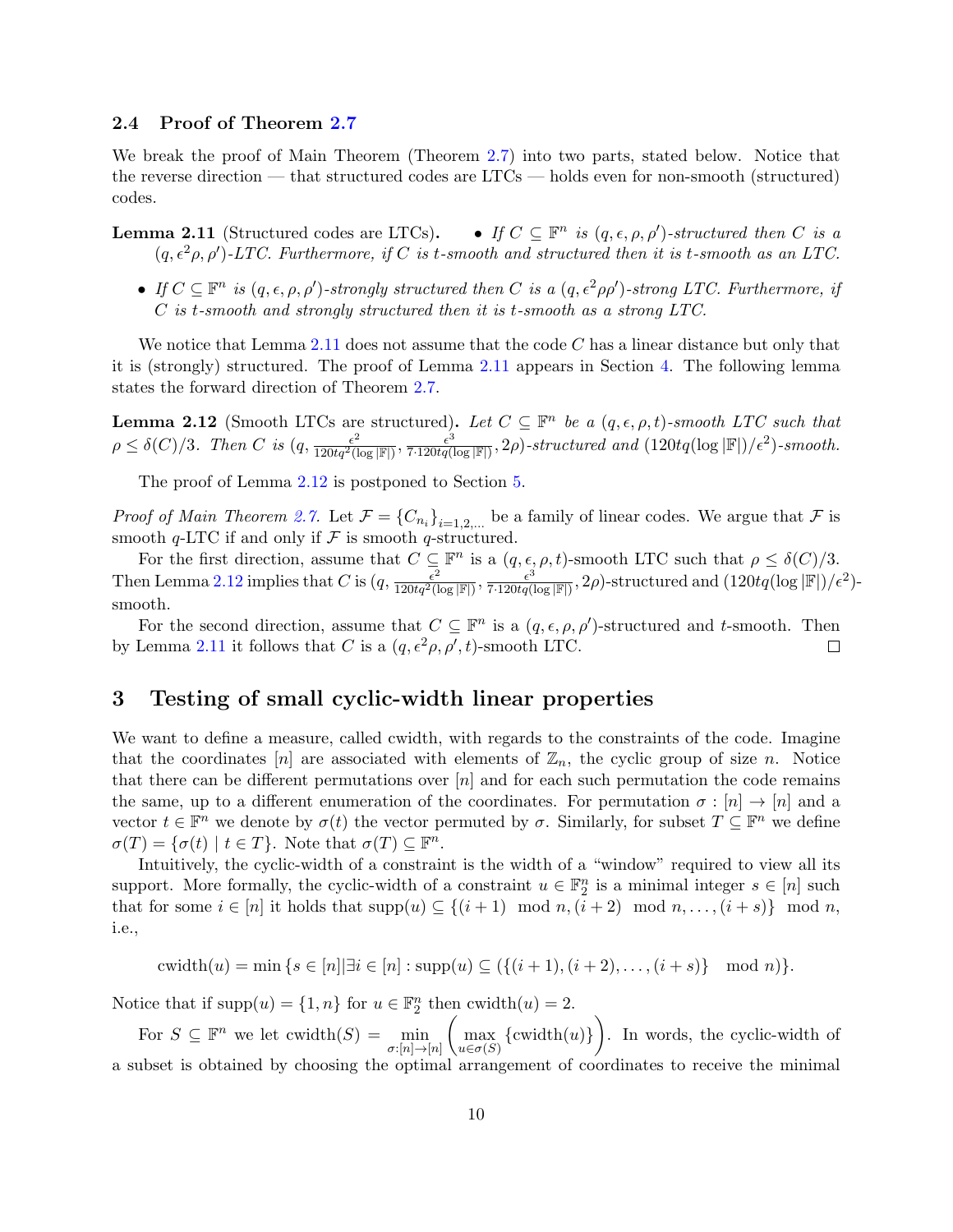### 2.4 Proof of Theorem 2.7

We break the proof of Main Theorem (Theorem 2.7) into two parts, stated below. Notice that the reverse direction — that structured codes are LTCs — holds even for non-smooth (structured) codes.

**Lemma 2.11** (Structured codes are LTCs)**.**

- *If $C \subseteq \mathbb{F}^n$ is $(q, \epsilon, \rho, \rho')$-structured then $C$ is a $(q, \epsilon^2\rho, \rho')$-LTC. Furthermore, if $C$ is $t$-smooth and structured then it is $t$-smooth as an LTC.*
- *If $C \subseteq \mathbb{F}^n$ is $(q, \epsilon, \rho, \rho')$-strongly structured then $C$ is a $(q, \epsilon^2\rho\rho')$-strong LTC. Furthermore, if $C$ is $t$-smooth and strongly structured then it is $t$-smooth as a strong LTC.*

We notice that Lemma 2.11 does not assume that the code $C$ has a linear distance but only that it is (strongly) structured. The proof of Lemma 2.11 appears in Section 4. The following lemma states the forward direction of Theorem 2.7.

**Lemma 2.12** (Smooth LTCs are structured)**.** *Let $C \subseteq \mathbb{F}^n$ be a $(q, \epsilon, \rho, t)$-smooth LTC such that $\rho \leq \delta(C)/3$. Then $C$ is $(q, \frac{\epsilon^2}{120tq^2(\log|\mathbb{F}|)}, \frac{\epsilon^3}{7\cdot 120tq(\log|\mathbb{F}|)}, 2\rho)$-structured and $(120tq(\log|\mathbb{F}|)/\epsilon^2)$-smooth.*

The proof of Lemma 2.12 is postponed to Section 5.

*Proof of Main Theorem 2.7.* Let $\mathcal{F} = \{C_{n_i}\}_{i=1,2,\ldots}$ be a family of linear codes. We argue that $\mathcal{F}$ is smooth $q$-LTC if and only if $\mathcal{F}$ is smooth $q$-structured.

For the first direction, assume that $C \subseteq \mathbb{F}^n$ is a $(q, \epsilon, \rho, t)$-smooth LTC such that $\rho \leq \delta(C)/3$. Then Lemma 2.12 implies that $C$ is $(q, \frac{\epsilon^2}{120tq^2(\log|\mathbb{F}|)}, \frac{\epsilon^3}{7\cdot 120tq(\log|\mathbb{F}|)}, 2\rho)$-structured and $(120tq(\log|\mathbb{F}|)/\epsilon^2)$-smooth.

For the second direction, assume that $C \subseteq \mathbb{F}^n$ is a $(q, \epsilon, \rho, \rho')$-structured and $t$-smooth. Then by Lemma 2.11 it follows that $C$ is a $(q, \epsilon^2\rho, \rho', t)$-smooth LTC. $\square$

## 3 Testing of small cyclic-width linear properties

We want to define a measure, called cwidth, with regards to the constraints of the code. Imagine that the coordinates $[n]$ are associated with elements of $\mathbb{Z}_n$, the cyclic group of size $n$. Notice that there can be different permutations over $[n]$ and for each such permutation the code remains the same, up to a different enumeration of the coordinates. For permutation $\sigma : [n] \to [n]$ and a vector $t \in \mathbb{F}^n$ we denote by $\sigma(t)$ the vector permuted by $\sigma$. Similarly, for subset $T \subseteq \mathbb{F}^n$ we define $\sigma(T) = \{\sigma(t) \mid t \in T\}$. Note that $\sigma(T) \subseteq \mathbb{F}^n$.

Intuitively, the cyclic-width of a constraint is the width of a "window" required to view all its support. More formally, the cyclic-width of a constraint $u \in \mathbb{F}_2^n$ is a minimal integer $s \in [n]$ such that for some $i \in [n]$ it holds that $\text{supp}(u) \subseteq \{(i+1) \mod n, (i+2) \mod n, \ldots, (i+s)\} \mod n$, i.e.,

$$\text{cwidth}(u) = \min\{s \in [n] | \exists i \in [n] : \text{supp}(u) \subseteq (\{(i+1), (i+2), \ldots, (i+s)\} \mod n)\}.$$

Notice that if $\text{supp}(u) = \{1, n\}$ for $u \in \mathbb{F}_2^n$ then $\text{cwidth}(u) = 2$.

For $S \subseteq \mathbb{F}^n$ we let $\text{cwidth}(S) = \min_{\sigma:[n]\to[n]} \left( \max_{u \in \sigma(S)} \{\text{cwidth}(u)\} \right)$. In words, the cyclic-width of a subset is obtained by choosing the optimal arrangement of coordinates to receive the minimal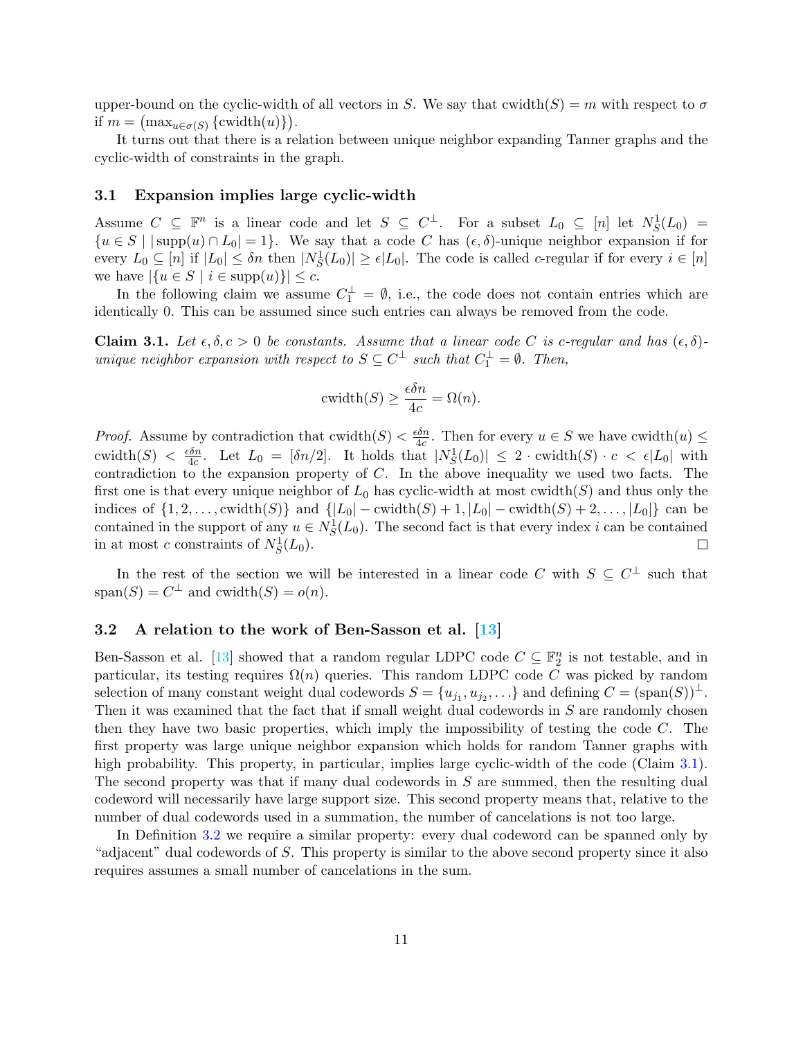upper-bound on the cyclic-width of all vectors in $S$. We say that $\text{cwidth}(S) = m$ with respect to $\sigma$ if $m = \left(\max_{u \in \sigma(S)} \{\text{cwidth}(u)\}\right)$.

It turns out that there is a relation between unique neighbor expanding Tanner graphs and the cyclic-width of constraints in the graph.

### 3.1 Expansion implies large cyclic-width

Assume $C \subseteq \mathbb{F}^n$ is a linear code and let $S \subseteq C^\perp$. For a subset $L_0 \subseteq [n]$ let $N_S^1(L_0) = \{u \in S \mid |\text{supp}(u) \cap L_0| = 1\}$. We say that a code $C$ has $(\epsilon, \delta)$-unique neighbor expansion if for every $L_0 \subseteq [n]$ if $|L_0| \leq \delta n$ then $|N_S^1(L_0)| \geq \epsilon |L_0|$. The code is called $c$-regular if for every $i \in [n]$ we have $|\{u \in S \mid i \in \text{supp}(u)\}| \leq c$.

In the following claim we assume $C_1^\perp = \emptyset$, i.e., the code does not contain entries which are identically 0. This can be assumed since such entries can always be removed from the code.

**Claim 3.1.** *Let $\epsilon, \delta, c > 0$ be constants. Assume that a linear code $C$ is $c$-regular and has $(\epsilon, \delta)$-unique neighbor expansion with respect to $S \subseteq C^\perp$ such that $C_1^\perp = \emptyset$. Then,*

$$\text{cwidth}(S) \geq \frac{\epsilon \delta n}{4c} = \Omega(n).$$

*Proof.* Assume by contradiction that $\text{cwidth}(S) < \frac{\epsilon \delta n}{4c}$. Then for every $u \in S$ we have $\text{cwidth}(u) \leq \text{cwidth}(S) < \frac{\epsilon \delta n}{4c}$. Let $L_0 = [\delta n/2]$. It holds that $|N_S^1(L_0)| \leq 2 \cdot \text{cwidth}(S) \cdot c < \epsilon |L_0|$ with contradiction to the expansion property of $C$. In the above inequality we used two facts. The first one is that every unique neighbor of $L_0$ has cyclic-width at most $\text{cwidth}(S)$ and thus only the indices of $\{1, 2, \ldots, \text{cwidth}(S)\}$ and $\{|L_0| - \text{cwidth}(S) + 1, |L_0| - \text{cwidth}(S) + 2, \ldots, |L_0|\}$ can be contained in the support of any $u \in N_S^1(L_0)$. The second fact is that every index $i$ can be contained in at most $c$ constraints of $N_S^1(L_0)$. $\square$

In the rest of the section we will be interested in a linear code $C$ with $S \subseteq C^\perp$ such that $\text{span}(S) = C^\perp$ and $\text{cwidth}(S) = o(n)$.

### 3.2 A relation to the work of Ben-Sasson et al. [13]

Ben-Sasson et al. [13] showed that a random regular LDPC code $C \subseteq \mathbb{F}_2^n$ is not testable, and in particular, its testing requires $\Omega(n)$ queries. This random LDPC code $C$ was picked by random selection of many constant weight dual codewords $S = \{u_{j_1}, u_{j_2}, \ldots\}$ and defining $C = (\text{span}(S))^\perp$. Then it was examined that the fact that if small weight dual codewords in $S$ are randomly chosen then they have two basic properties, which imply the impossibility of testing the code $C$. The first property was large unique neighbor expansion which holds for random Tanner graphs with high probability. This property, in particular, implies large cyclic-width of the code (Claim 3.1). The second property was that if many dual codewords in $S$ are summed, then the resulting dual codeword will necessarily have large support size. This second property means that, relative to the number of dual codewords used in a summation, the number of cancelations is not too large.

In Definition 3.2 we require a similar property: every dual codeword can be spanned only by "adjacent" dual codewords of $S$. This property is similar to the above second property since it also requires assumes a small number of cancelations in the sum.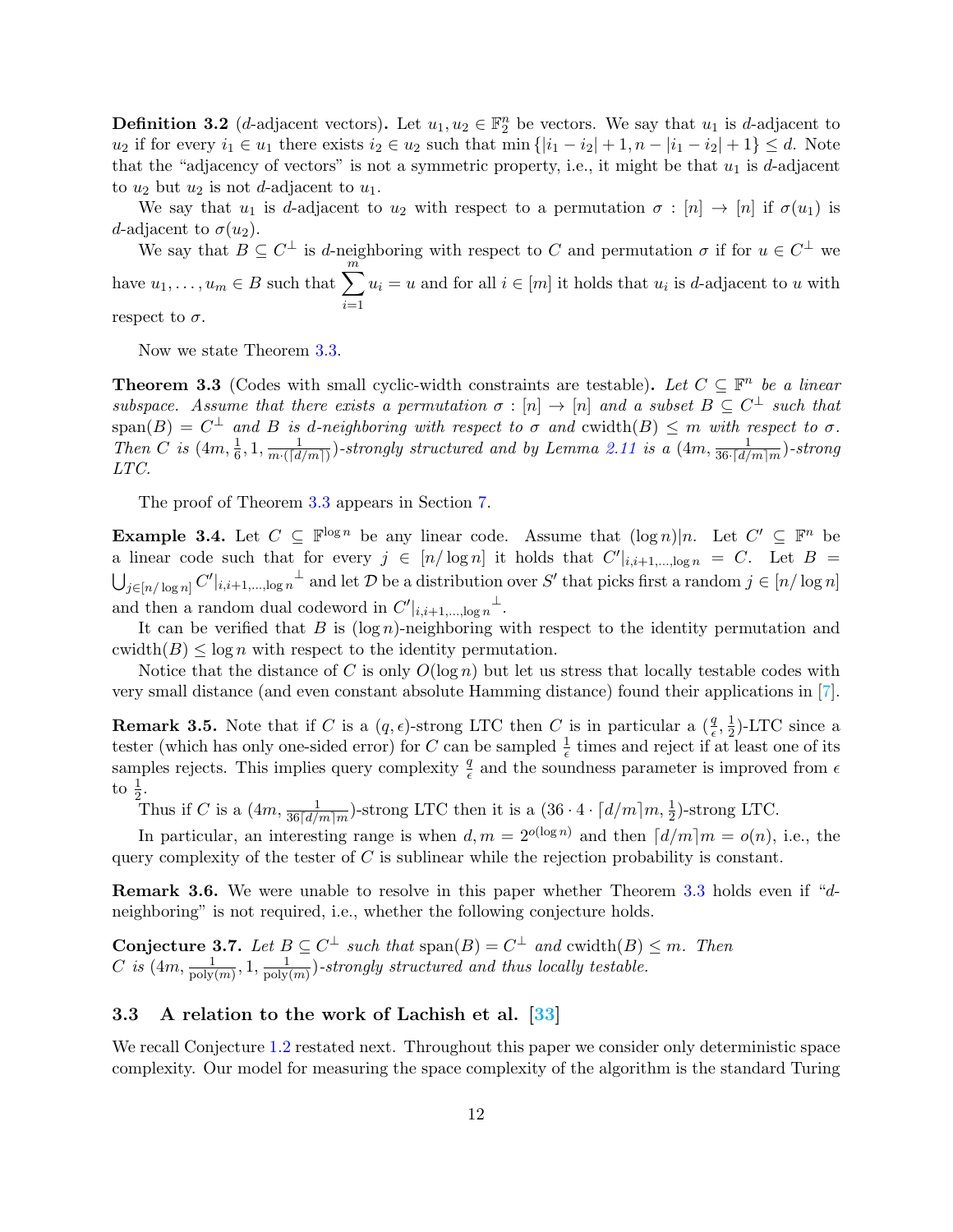**Definition 3.2** ($d$-adjacent vectors)**.** Let $u_1, u_2 \in \mathbb{F}_2^n$ be vectors. We say that $u_1$ is $d$-adjacent to $u_2$ if for every $i_1 \in u_1$ there exists $i_2 \in u_2$ such that $\min\{|i_1 - i_2| + 1, n - |i_1 - i_2| + 1\} \leq d$. Note that the "adjacency of vectors" is not a symmetric property, i.e., it might be that $u_1$ is $d$-adjacent to $u_2$ but $u_2$ is not $d$-adjacent to $u_1$.

We say that $u_1$ is $d$-adjacent to $u_2$ with respect to a permutation $\sigma : [n] \to [n]$ if $\sigma(u_1)$ is $d$-adjacent to $\sigma(u_2)$.

We say that $B \subseteq C^\perp$ is $d$-neighboring with respect to $C$ and permutation $\sigma$ if for $u \in C^\perp$ we have $u_1, \ldots, u_m \in B$ such that $\sum_{i=1}^{m} u_i = u$ and for all $i \in [m]$ it holds that $u_i$ is $d$-adjacent to $u$ with respect to $\sigma$.

Now we state Theorem 3.3.

**Theorem 3.3** (Codes with small cyclic-width constraints are testable)**.** *Let $C \subseteq \mathbb{F}^n$ be a linear subspace. Assume that there exists a permutation $\sigma : [n] \to [n]$ and a subset $B \subseteq C^\perp$ such that* $\mathrm{span}(B) = C^\perp$ *and $B$ is $d$-neighboring with respect to $\sigma$ and* $\mathrm{cwidth}(B) \leq m$ *with respect to $\sigma$. Then $C$ is $(4m, \frac{1}{6}, 1, \frac{1}{m \cdot (\lceil d/m \rceil)})$-strongly structured and by Lemma 2.11 is a $(4m, \frac{1}{36 \cdot \lceil d/m \rceil m})$-strong LTC.*

The proof of Theorem 3.3 appears in Section 7.

**Example 3.4.** Let $C \subseteq \mathbb{F}^{\log n}$ be any linear code. Assume that $(\log n) | n$. Let $C' \subseteq \mathbb{F}^n$ be a linear code such that for every $j \in [n/\log n]$ it holds that $C'|_{i,i+1,\ldots,\log n} = C$. Let $B = \bigcup_{j \in [n/\log n]} C'|_{i,i+1,\ldots,\log n}{}^\perp$ and let $\mathcal{D}$ be a distribution over $S'$ that picks first a random $j \in [n/\log n]$ and then a random dual codeword in $C'|_{i,i+1,\ldots,\log n}{}^\perp$.

It can be verified that $B$ is $(\log n)$-neighboring with respect to the identity permutation and $\mathrm{cwidth}(B) \leq \log n$ with respect to the identity permutation.

Notice that the distance of $C$ is only $O(\log n)$ but let us stress that locally testable codes with very small distance (and even constant absolute Hamming distance) found their applications in [7].

**Remark 3.5.** Note that if $C$ is a $(q, \epsilon)$-strong LTC then $C$ is in particular a $(\frac{q}{\epsilon}, \frac{1}{2})$-LTC since a tester (which has only one-sided error) for $C$ can be sampled $\frac{1}{\epsilon}$ times and reject if at least one of its samples rejects. This implies query complexity $\frac{q}{\epsilon}$ and the soundness parameter is improved from $\epsilon$ to $\frac{1}{2}$.

Thus if $C$ is a $(4m, \frac{1}{36\lceil d/m \rceil m})$-strong LTC then it is a $(36 \cdot 4 \cdot \lceil d/m \rceil m, \frac{1}{2})$-strong LTC.

In particular, an interesting range is when $d, m = 2^{o(\log n)}$ and then $\lceil d/m \rceil m = o(n)$, i.e., the query complexity of the tester of $C$ is sublinear while the rejection probability is constant.

**Remark 3.6.** We were unable to resolve in this paper whether Theorem 3.3 holds even if "$d$-neighboring" is not required, i.e., whether the following conjecture holds.

**Conjecture 3.7.** *Let $B \subseteq C^\perp$ such that* $\mathrm{span}(B) = C^\perp$ *and* $\mathrm{cwidth}(B) \leq m$*. Then $C$ is $(4m, \frac{1}{\mathrm{poly}(m)}, 1, \frac{1}{\mathrm{poly}(m)})$-strongly structured and thus locally testable.*

### 3.3 A relation to the work of Lachish et al. [33]

We recall Conjecture 1.2 restated next. Throughout this paper we consider only deterministic space complexity. Our model for measuring the space complexity of the algorithm is the standard Turing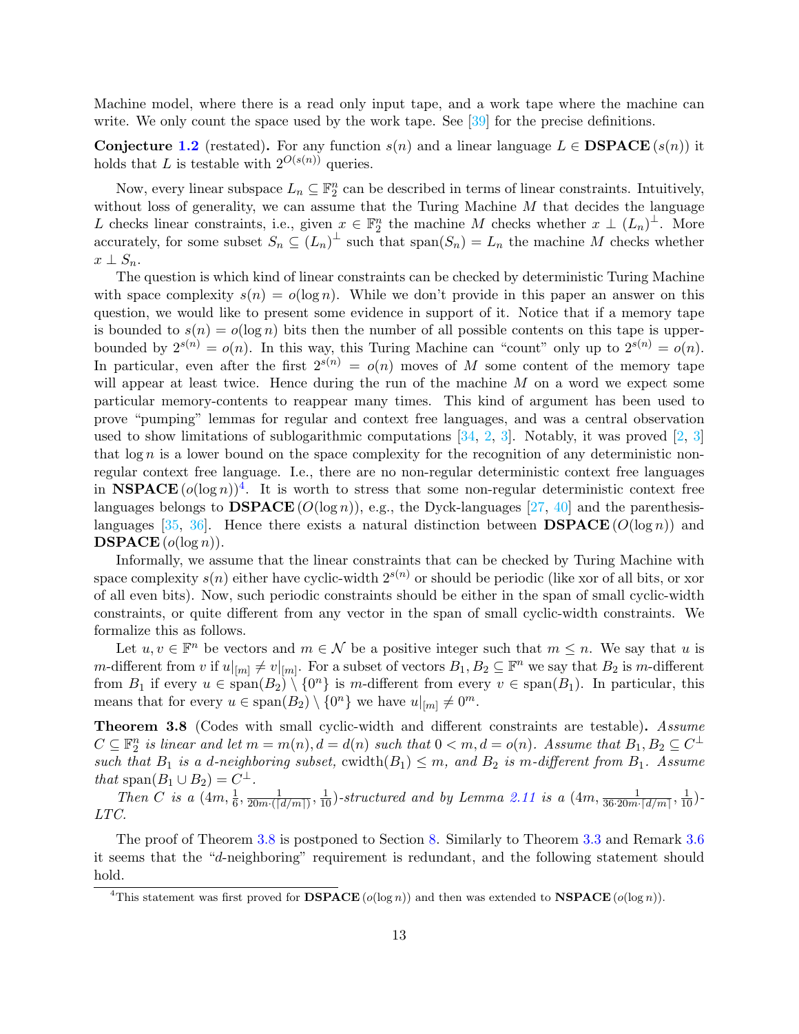Machine model, where there is a read only input tape, and a work tape where the machine can write. We only count the space used by the work tape. See [39] for the precise definitions.

**Conjecture 1.2** (restated)**.** For any function $s(n)$ and a linear language $L \in \mathbf{DSPACE}(s(n))$ it holds that $L$ is testable with $2^{O(s(n))}$ queries.

Now, every linear subspace $L_n \subseteq \mathbb{F}_2^n$ can be described in terms of linear constraints. Intuitively, without loss of generality, we can assume that the Turing Machine $M$ that decides the language $L$ checks linear constraints, i.e., given $x \in \mathbb{F}_2^n$ the machine $M$ checks whether $x \perp (L_n)^\perp$. More accurately, for some subset $S_n \subseteq (L_n)^\perp$ such that $\text{span}(S_n) = L_n$ the machine $M$ checks whether $x \perp S_n$.

The question is which kind of linear constraints can be checked by deterministic Turing Machine with space complexity $s(n) = o(\log n)$. While we don't provide in this paper an answer on this question, we would like to present some evidence in support of it. Notice that if a memory tape is bounded to $s(n) = o(\log n)$ bits then the number of all possible contents on this tape is upper-bounded by $2^{s(n)} = o(n)$. In this way, this Turing Machine can "count" only up to $2^{s(n)} = o(n)$. In particular, even after the first $2^{s(n)} = o(n)$ moves of $M$ some content of the memory tape will appear at least twice. Hence during the run of the machine $M$ on a word we expect some particular memory-contents to reappear many times. This kind of argument has been used to prove "pumping" lemmas for regular and context free languages, and was a central observation used to show limitations of sublogarithmic computations [34, 2, 3]. Notably, it was proved [2, 3] that $\log n$ is a lower bound on the space complexity for the recognition of any deterministic non-regular context free language. I.e., there are no non-regular deterministic context free languages in $\mathbf{NSPACE}(o(\log n))$[4]. It is worth to stress that some non-regular deterministic context free languages belongs to $\mathbf{DSPACE}(O(\log n))$, e.g., the Dyck-languages [27, 40] and the parenthesis-languages [35, 36]. Hence there exists a natural distinction between $\mathbf{DSPACE}(O(\log n))$ and $\mathbf{DSPACE}(o(\log n))$.

Informally, we assume that the linear constraints that can be checked by Turing Machine with space complexity $s(n)$ either have cyclic-width $2^{s(n)}$ or should be periodic (like xor of all bits, or xor of all even bits). Now, such periodic constraints should be either in the span of small cyclic-width constraints, or quite different from any vector in the span of small cyclic-width constraints. We formalize this as follows.

Let $u, v \in \mathbb{F}^n$ be vectors and $m \in \mathcal{N}$ be a positive integer such that $m \leq n$. We say that $u$ is $m$-different from $v$ if $u|_{[m]} \neq v|_{[m]}$. For a subset of vectors $B_1, B_2 \subseteq \mathbb{F}^n$ we say that $B_2$ is $m$-different from $B_1$ if every $u \in \text{span}(B_2) \setminus \{0^n\}$ is $m$-different from every $v \in \text{span}(B_1)$. In particular, this means that for every $u \in \text{span}(B_2) \setminus \{0^n\}$ we have $u|_{[m]} \neq 0^m$.

**Theorem 3.8** (Codes with small cyclic-width and different constraints are testable)**.** *Assume $C \subseteq \mathbb{F}_2^n$ is linear and let $m = m(n), d = d(n)$ such that $0 < m, d = o(n)$. Assume that $B_1, B_2 \subseteq C^\perp$ such that $B_1$ is a $d$-neighboring subset,* $\text{cwidth}(B_1) \leq m$*, and $B_2$ is $m$-different from $B_1$. Assume that $\text{span}(B_1 \cup B_2) = C^\perp$.*

*Then $C$ is a $(4m, \frac{1}{6}, \frac{1}{20m \cdot (\lceil d/m \rceil)}, \frac{1}{10})$-structured and by Lemma 2.11 is a $(4m, \frac{1}{36 \cdot 20m \cdot \lceil d/m \rceil}, \frac{1}{10})$-LTC.*

The proof of Theorem 3.8 is postponed to Section 8. Similarly to Theorem 3.3 and Remark 3.6 it seems that the "$d$-neighboring" requirement is redundant, and the following statement should hold.

[4] This statement was first proved for $\mathbf{DSPACE}(o(\log n))$ and then was extended to $\mathbf{NSPACE}(o(\log n))$.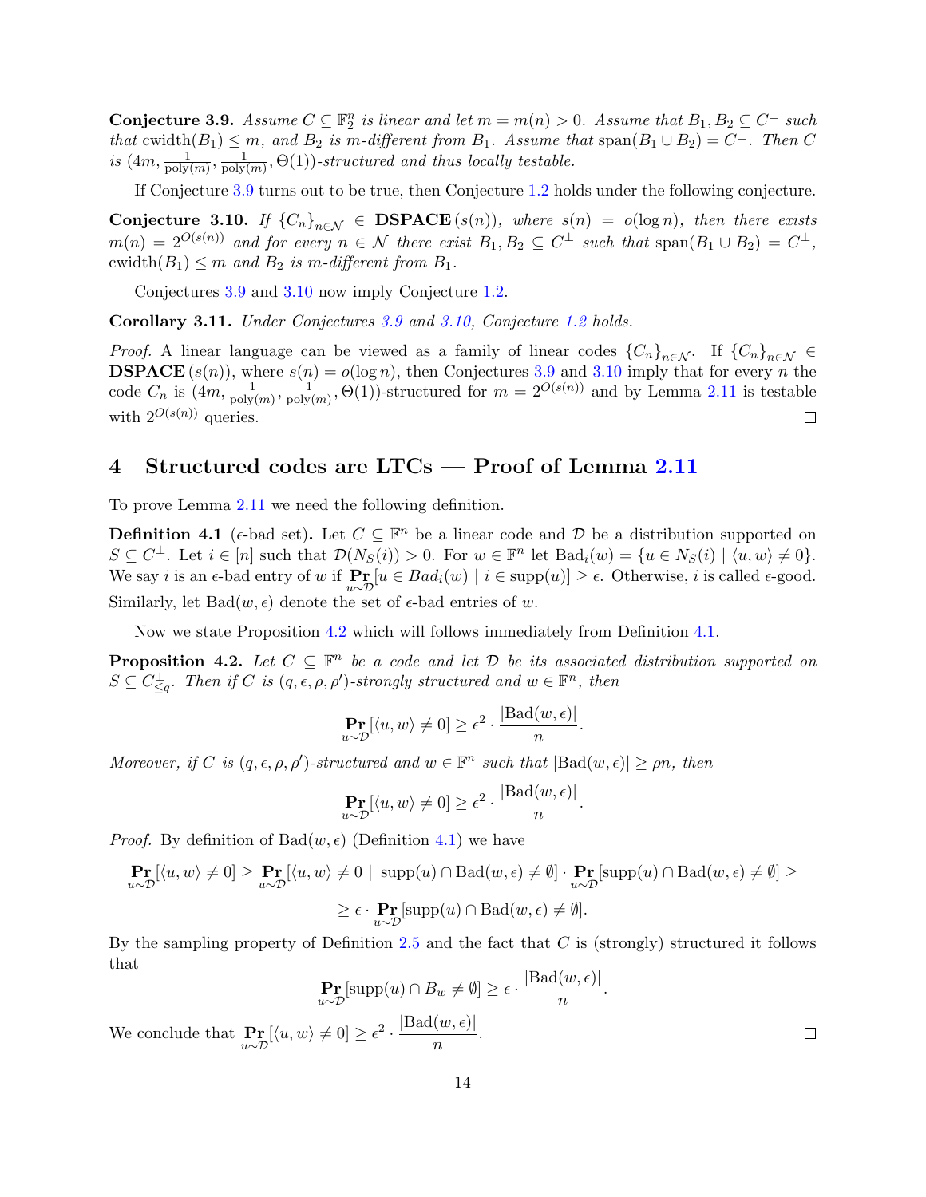**Conjecture 3.9.** *Assume $C \subseteq \mathbb{F}_2^n$ is linear and let $m = m(n) > 0$. Assume that $B_1, B_2 \subseteq C^\perp$ such that* $\text{cwidth}(B_1) \le m$*, and $B_2$ is $m$-different from $B_1$. Assume that* $\text{span}(B_1 \cup B_2) = C^\perp$*. Then $C$ is $(4m, \frac{1}{\text{poly}(m)}, \frac{1}{\text{poly}(m)}, \Theta(1))$-structured and thus locally testable.*

If Conjecture 3.9 turns out to be true, then Conjecture 1.2 holds under the following conjecture.

**Conjecture 3.10.** *If $\{C_n\}_{n\in\mathcal{N}} \in \mathbf{DSPACE}\,(s(n))$, where $s(n) = o(\log n)$, then there exists $m(n) = 2^{O(s(n))}$ and for every $n \in \mathcal{N}$ there exist $B_1, B_2 \subseteq C^\perp$ such that* $\text{span}(B_1 \cup B_2) = C^\perp$*,* $\text{cwidth}(B_1) \le m$ *and $B_2$ is $m$-different from $B_1$.*

Conjectures 3.9 and 3.10 now imply Conjecture 1.2.

**Corollary 3.11.** *Under Conjectures 3.9 and 3.10, Conjecture 1.2 holds.*

*Proof.* A linear language can be viewed as a family of linear codes $\{C_n\}_{n\in\mathcal{N}}$. If $\{C_n\}_{n\in\mathcal{N}} \in \mathbf{DSPACE}\,(s(n))$, where $s(n) = o(\log n)$, then Conjectures 3.9 and 3.10 imply that for every $n$ the code $C_n$ is $(4m, \frac{1}{\text{poly}(m)}, \frac{1}{\text{poly}(m)}, \Theta(1))$-structured for $m = 2^{O(s(n))}$ and by Lemma 2.11 is testable with $2^{O(s(n))}$ queries. $\square$

## 4 Structured codes are LTCs — Proof of Lemma 2.11

To prove Lemma 2.11 we need the following definition.

**Definition 4.1** ($\epsilon$-bad set)**.** Let $C \subseteq \mathbb{F}^n$ be a linear code and $\mathcal{D}$ be a distribution supported on $S \subseteq C^\perp$. Let $i \in [n]$ such that $\mathcal{D}(N_S(i)) > 0$. For $w \in \mathbb{F}^n$ let $\text{Bad}_i(w) = \{u \in N_S(i) \mid \langle u, w\rangle \neq 0\}$. We say $i$ is an $\epsilon$-bad entry of $w$ if $\mathbf{Pr}_{u\sim\mathcal{D}}[u \in Bad_i(w) \mid i \in \text{supp}(u)] \ge \epsilon$. Otherwise, $i$ is called $\epsilon$-good. Similarly, let $\text{Bad}(w, \epsilon)$ denote the set of $\epsilon$-bad entries of $w$.

Now we state Proposition 4.2 which will follows immediately from Definition 4.1.

**Proposition 4.2.** *Let $C \subseteq \mathbb{F}^n$ be a code and let $\mathcal{D}$ be its associated distribution supported on $S \subseteq C^\perp_{\le q}$. Then if $C$ is $(q, \epsilon, \rho, \rho')$-strongly structured and $w \in \mathbb{F}^n$, then*

$$\mathbf{Pr}_{u\sim\mathcal{D}}[\langle u, w\rangle \neq 0] \ge \epsilon^2 \cdot \frac{|\text{Bad}(w, \epsilon)|}{n}.$$

*Moreover, if $C$ is $(q, \epsilon, \rho, \rho')$-structured and $w \in \mathbb{F}^n$ such that $|\text{Bad}(w, \epsilon)| \ge \rho n$, then*

$$\mathbf{Pr}_{u\sim\mathcal{D}}[\langle u, w\rangle \neq 0] \ge \epsilon^2 \cdot \frac{|\text{Bad}(w, \epsilon)|}{n}.$$

*Proof.* By definition of $\text{Bad}(w, \epsilon)$ (Definition 4.1) we have

$$\mathbf{Pr}_{u\sim\mathcal{D}}[\langle u, w\rangle \neq 0] \ge \mathbf{Pr}_{u\sim\mathcal{D}}[\langle u, w\rangle \neq 0 \mid \text{ supp}(u) \cap \text{Bad}(w, \epsilon) \neq \emptyset] \cdot \mathbf{Pr}_{u\sim\mathcal{D}}[\text{supp}(u) \cap \text{Bad}(w, \epsilon) \neq \emptyset] \ge$$

$$\ge \epsilon \cdot \mathbf{Pr}_{u\sim\mathcal{D}}[\text{supp}(u) \cap \text{Bad}(w, \epsilon) \neq \emptyset].$$

By the sampling property of Definition 2.5 and the fact that $C$ is (strongly) structured it follows that

$$\mathbf{Pr}_{u\sim\mathcal{D}}[\text{supp}(u) \cap B_w \neq \emptyset] \ge \epsilon \cdot \frac{|\text{Bad}(w, \epsilon)|}{n}.$$

We conclude that $\mathbf{Pr}_{u\sim\mathcal{D}}[\langle u, w\rangle \neq 0] \ge \epsilon^2 \cdot \dfrac{|\text{Bad}(w, \epsilon)|}{n}$. $\square$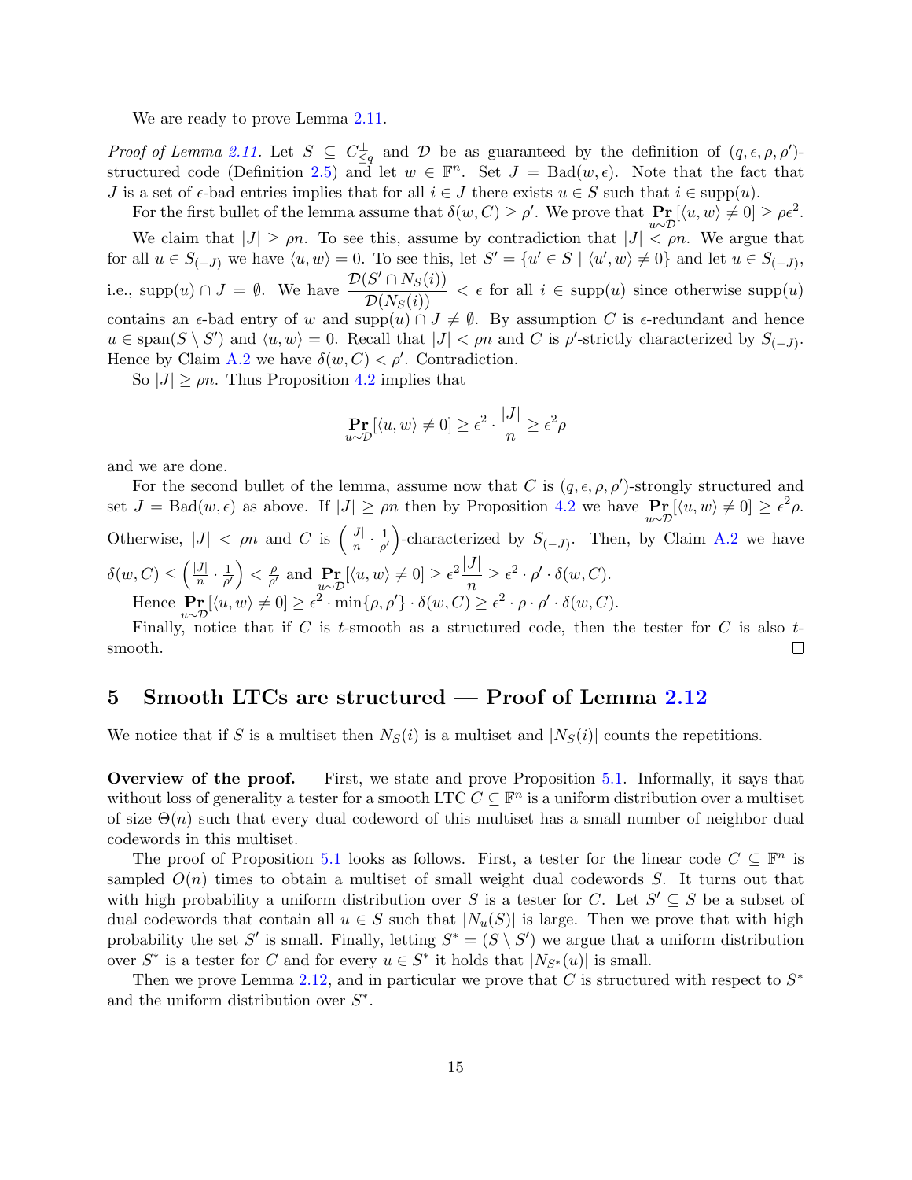We are ready to prove Lemma 2.11.

*Proof of Lemma 2.11.* Let $S \subseteq C^{\perp}_{\leq q}$ and $\mathcal{D}$ be as guaranteed by the definition of $(q, \epsilon, \rho, \rho')$-structured code (Definition 2.5) and let $w \in \mathbb{F}^n$. Set $J = \text{Bad}(w, \epsilon)$. Note that the fact that $J$ is a set of $\epsilon$-bad entries implies that for all $i \in J$ there exists $u \in S$ such that $i \in \text{supp}(u)$.

For the first bullet of the lemma assume that $\delta(w, C) \geq \rho'$. We prove that $\Pr_{u \sim \mathcal{D}}[\langle u, w\rangle \neq 0] \geq \rho\epsilon^2$.

We claim that $|J| \geq \rho n$. To see this, assume by contradiction that $|J| < \rho n$. We argue that for all $u \in S_{(-J)}$ we have $\langle u, w\rangle = 0$. To see this, let $S' = \{u' \in S \mid \langle u', w\rangle \neq 0\}$ and let $u \in S_{(-J)}$, i.e., $\text{supp}(u) \cap J = \emptyset$. We have $\dfrac{\mathcal{D}(S' \cap N_S(i))}{\mathcal{D}(N_S(i))} < \epsilon$ for all $i \in \text{supp}(u)$ since otherwise $\text{supp}(u)$ contains an $\epsilon$-bad entry of $w$ and $\text{supp}(u) \cap J \neq \emptyset$. By assumption $C$ is $\epsilon$-redundant and hence $u \in \text{span}(S \setminus S')$ and $\langle u, w\rangle = 0$. Recall that $|J| < \rho n$ and $C$ is $\rho'$-strictly characterized by $S_{(-J)}$. Hence by Claim A.2 we have $\delta(w, C) < \rho'$. Contradiction.

So $|J| \geq \rho n$. Thus Proposition 4.2 implies that

$$\Pr_{u \sim \mathcal{D}}[\langle u, w\rangle \neq 0] \geq \epsilon^2 \cdot \frac{|J|}{n} \geq \epsilon^2 \rho$$

and we are done.

For the second bullet of the lemma, assume now that $C$ is $(q, \epsilon, \rho, \rho')$-strongly structured and set $J = \text{Bad}(w, \epsilon)$ as above. If $|J| \geq \rho n$ then by Proposition 4.2 we have $\Pr_{u \sim \mathcal{D}}[\langle u, w\rangle \neq 0] \geq \epsilon^2 \rho$. Otherwise, $|J| < \rho n$ and $C$ is $\left(\frac{|J|}{n} \cdot \frac{1}{\rho'}\right)$-characterized by $S_{(-J)}$. Then, by Claim A.2 we have $\delta(w, C) \leq \left(\frac{|J|}{n} \cdot \frac{1}{\rho'}\right) < \frac{\rho}{\rho'}$ and $\Pr_{u \sim \mathcal{D}}[\langle u, w\rangle \neq 0] \geq \epsilon^2 \dfrac{|J|}{n} \geq \epsilon^2 \cdot \rho' \cdot \delta(w, C)$.

Hence $\Pr_{u \sim \mathcal{D}}[\langle u, w\rangle \neq 0] \geq \epsilon^2 \cdot \min\{\rho, \rho'\} \cdot \delta(w, C) \geq \epsilon^2 \cdot \rho \cdot \rho' \cdot \delta(w, C)$.

Finally, notice that if $C$ is $t$-smooth as a structured code, then the tester for $C$ is also $t$-smooth. $\square$

## 5 Smooth LTCs are structured — Proof of Lemma 2.12

We notice that if $S$ is a multiset then $N_S(i)$ is a multiset and $|N_S(i)|$ counts the repetitions.

**Overview of the proof.** First, we state and prove Proposition 5.1. Informally, it says that without loss of generality a tester for a smooth LTC $C \subseteq \mathbb{F}^n$ is a uniform distribution over a multiset of size $\Theta(n)$ such that every dual codeword of this multiset has a small number of neighbor dual codewords in this multiset.

The proof of Proposition 5.1 looks as follows. First, a tester for the linear code $C \subseteq \mathbb{F}^n$ is sampled $O(n)$ times to obtain a multiset of small weight dual codewords $S$. It turns out that with high probability a uniform distribution over $S$ is a tester for $C$. Let $S' \subseteq S$ be a subset of dual codewords that contain all $u \in S$ such that $|N_u(S)|$ is large. Then we prove that with high probability the set $S'$ is small. Finally, letting $S^* = (S \setminus S')$ we argue that a uniform distribution over $S^*$ is a tester for $C$ and for every $u \in S^*$ it holds that $|N_{S^*}(u)|$ is small.

Then we prove Lemma 2.12, and in particular we prove that $C$ is structured with respect to $S^*$ and the uniform distribution over $S^*$.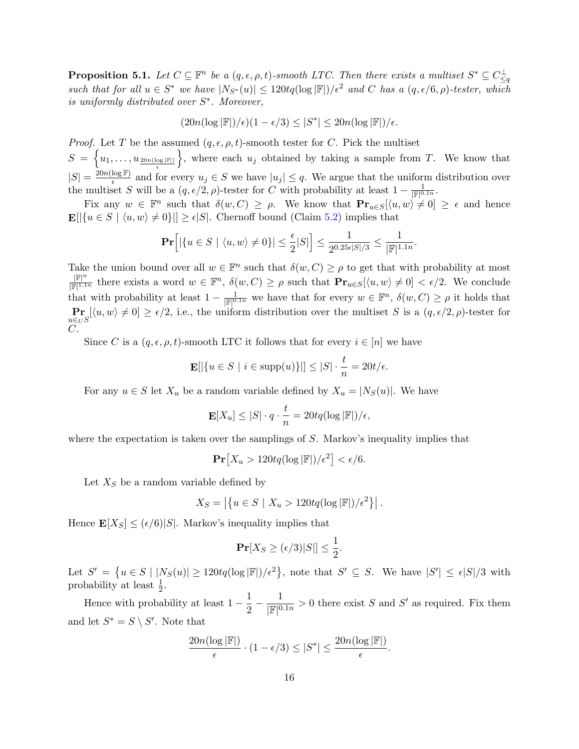**Proposition 5.1.** *Let $C \subseteq \mathbb{F}^n$ be a $(q, \epsilon, \rho, t)$-smooth LTC. Then there exists a multiset $S^* \subseteq C^{\perp}_{\leq q}$ such that for all $u \in S^*$ we have $|N_{S^*}(u)| \leq 120tq(\log|\mathbb{F}|)/\epsilon^2$ and $C$ has a $(q, \epsilon/6, \rho)$-tester, which is uniformly distributed over $S^*$. Moreover,*

$$(20n(\log|\mathbb{F}|)/\epsilon)(1 - \epsilon/3) \leq |S^*| \leq 20n(\log|\mathbb{F}|)/\epsilon.$$

*Proof.* Let $T$ be the assumed $(q, \epsilon, \rho, t)$-smooth tester for $C$. Pick the multiset $S = \left\{u_1, \ldots, u_{\frac{20n(\log|\mathbb{F}|)}{\epsilon}}\right\}$, where each $u_j$ obtained by taking a sample from $T$. We know that $|S| = \frac{20n(\log \mathbb{F})}{\epsilon}$ and for every $u_j \in S$ we have $|u_j| \leq q$. We argue that the uniform distribution over the multiset $S$ will be a $(q, \epsilon/2, \rho)$-tester for $C$ with probability at least $1 - \frac{1}{|\mathbb{F}|^{0.1n}}$.

Fix any $w \in \mathbb{F}^n$ such that $\delta(w, C) \geq \rho$. We know that $\mathbf{Pr}_{u \in S}[\langle u, w\rangle \neq 0] \geq \epsilon$ and hence $\mathbf{E}[|\{u \in S \mid \langle u, w\rangle \neq 0\}|] \geq \epsilon|S|$. Chernoff bound (Claim 5.2) implies that

$$\mathbf{Pr}\Big[|\{u \in S \mid \langle u, w\rangle \neq 0\}| \leq \frac{\epsilon}{2}|S|\Big] \leq \frac{1}{2^{0.25\epsilon|S|/3}} \leq \frac{1}{|\mathbb{F}|^{1.1n}}.$$

Take the union bound over all $w \in \mathbb{F}^n$ such that $\delta(w, C) \geq \rho$ to get that with probability at most $\frac{|\mathbb{F}|^n}{|\mathbb{F}|^{1.1n}}$ there exists a word $w \in \mathbb{F}^n$, $\delta(w, C) \geq \rho$ such that $\mathbf{Pr}_{u \in S}[\langle u, w\rangle \neq 0] < \epsilon/2$. We conclude that with probability at least $1 - \frac{1}{|\mathbb{F}|^{0.1n}}$ we have that for every $w \in \mathbb{F}^n$, $\delta(w, C) \geq \rho$ it holds that $\mathbf{Pr}_{u \in_U S}[\langle u, w\rangle \neq 0] \geq \epsilon/2$, i.e., the uniform distribution over the multiset $S$ is a $(q, \epsilon/2, \rho)$-tester for $C$.

Since $C$ is a $(q, \epsilon, \rho, t)$-smooth LTC it follows that for every $i \in [n]$ we have

$$\mathbf{E}[|\{u \in S \mid i \in \mathrm{supp}(u)\}|] \leq |S| \cdot \frac{t}{n} = 20t/\epsilon.$$

For any $u \in S$ let $X_u$ be a random variable defined by $X_u = |N_S(u)|$. We have

$$\mathbf{E}[X_u] \leq |S| \cdot q \cdot \frac{t}{n} = 20tq(\log|\mathbb{F}|)/\epsilon,$$

where the expectation is taken over the samplings of $S$. Markov's inequality implies that

$$\mathbf{Pr}\big[X_u > 120tq(\log|\mathbb{F}|)/\epsilon^2\big] < \epsilon/6.$$

Let $X_S$ be a random variable defined by

$$X_S = \left|\left\{u \in S \mid X_u > 120tq(\log|\mathbb{F}|)/\epsilon^2\right\}\right|.$$

Hence $\mathbf{E}[X_S] \leq (\epsilon/6)|S|$. Markov's inequality implies that

$$\mathbf{Pr}[X_S \geq (\epsilon/3)|S|] \leq \frac{1}{2}.$$

Let $S' = \left\{u \in S \mid |N_S(u)| \geq 120tq(\log|\mathbb{F}|)/\epsilon^2\right\}$, note that $S' \subseteq S$. We have $|S'| \leq \epsilon|S|/3$ with probability at least $\frac{1}{2}$.

Hence with probability at least $1 - \dfrac{1}{2} - \dfrac{1}{|\mathbb{F}|^{0.1n}} > 0$ there exist $S$ and $S'$ as required. Fix them and let $S^* = S \setminus S'$. Note that

$$\frac{20n(\log|\mathbb{F}|)}{\epsilon} \cdot (1 - \epsilon/3) \leq |S^*| \leq \frac{20n(\log|\mathbb{F}|)}{\epsilon}.$$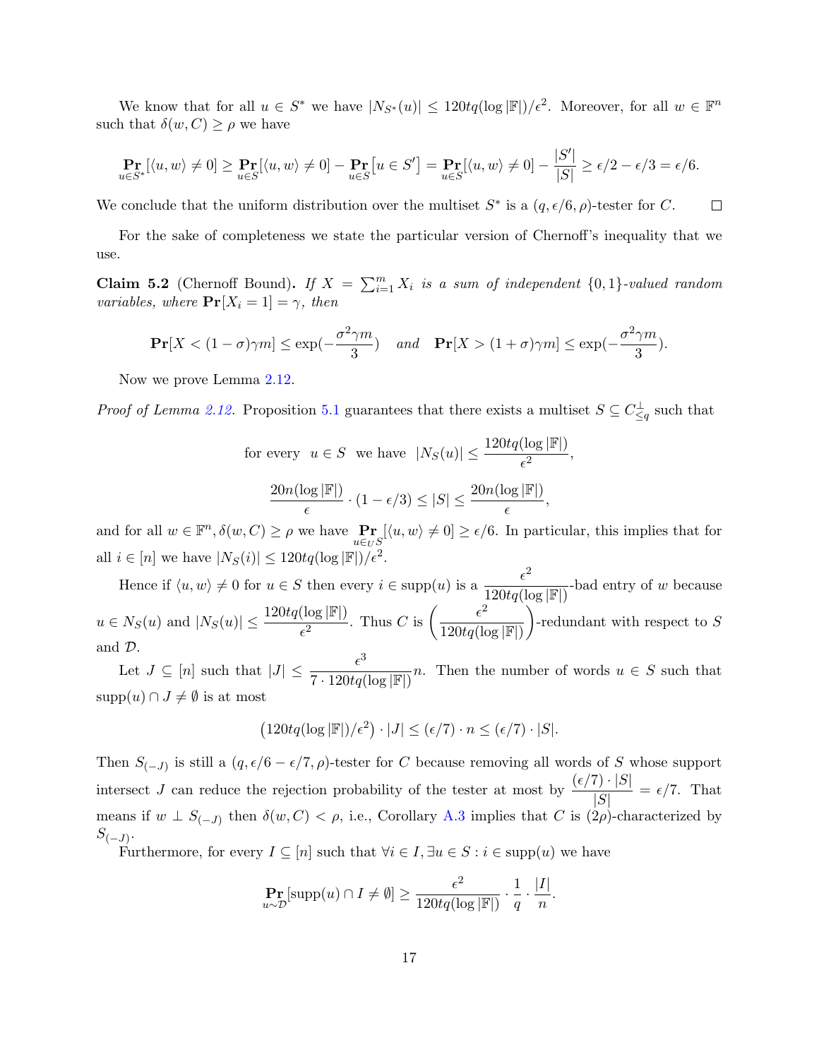We know that for all $u \in S^*$ we have $|N_{S^*}(u)| \leq 120tq(\log|\mathbb{F}|)/\epsilon^2$. Moreover, for all $w \in \mathbb{F}^n$ such that $\delta(w, C) \geq \rho$ we have

$$\Pr_{u \in S^*}[\langle u, w\rangle \neq 0] \geq \Pr_{u \in S}[\langle u, w\rangle \neq 0] - \Pr_{u \in S}\big[u \in S'\big] = \Pr_{u \in S}[\langle u, w\rangle \neq 0] - \frac{|S'|}{|S|} \geq \epsilon/2 - \epsilon/3 = \epsilon/6.$$

We conclude that the uniform distribution over the multiset $S^*$ is a $(q, \epsilon/6, \rho)$-tester for $C$. $\square$

For the sake of completeness we state the particular version of Chernoff's inequality that we use.

**Claim 5.2** (Chernoff Bound)**.** *If $X = \sum_{i=1}^m X_i$ is a sum of independent $\{0,1\}$-valued random variables, where $\Pr[X_i = 1] = \gamma$, then*

$$\Pr[X < (1-\sigma)\gamma m] \leq \exp(-\frac{\sigma^2\gamma m}{3}) \quad \textit{and} \quad \Pr[X > (1+\sigma)\gamma m] \leq \exp(-\frac{\sigma^2\gamma m}{3}).$$

Now we prove Lemma 2.12.

*Proof of Lemma 2.12.* Proposition 5.1 guarantees that there exists a multiset $S \subseteq C^{\perp}_{\leq q}$ such that

$$\text{for every } \ u \in S \ \text{ we have } \ |N_S(u)| \leq \frac{120tq(\log|\mathbb{F}|)}{\epsilon^2},$$

$$\frac{20n(\log|\mathbb{F}|)}{\epsilon} \cdot (1-\epsilon/3) \leq |S| \leq \frac{20n(\log|\mathbb{F}|)}{\epsilon},$$

and for all $w \in \mathbb{F}^n, \delta(w, C) \geq \rho$ we have $\Pr_{u \in_U S}[\langle u, w\rangle \neq 0] \geq \epsilon/6$. In particular, this implies that for all $i \in [n]$ we have $|N_S(i)| \leq 120tq(\log|\mathbb{F}|)/\epsilon^2$.

Hence if $\langle u, w\rangle \neq 0$ for $u \in S$ then every $i \in \text{supp}(u)$ is a $\frac{\epsilon^2}{120tq(\log|\mathbb{F}|)}$-bad entry of $w$ because $u \in N_S(u)$ and $|N_S(u)| \leq \frac{120tq(\log|\mathbb{F}|)}{\epsilon^2}$. Thus $C$ is $\left(\frac{\epsilon^2}{120tq(\log|\mathbb{F}|)}\right)$-redundant with respect to $S$ and $\mathcal{D}$.

Let $J \subseteq [n]$ such that $|J| \leq \frac{\epsilon^3}{7 \cdot 120tq(\log|\mathbb{F}|)}n$. Then the number of words $u \in S$ such that $\text{supp}(u) \cap J \neq \emptyset$ is at most

$$\big(120tq(\log|\mathbb{F}|)/\epsilon^2\big) \cdot |J| \leq (\epsilon/7) \cdot n \leq (\epsilon/7) \cdot |S|.$$

Then $S_{(-J)}$ is still a $(q, \epsilon/6 - \epsilon/7, \rho)$-tester for $C$ because removing all words of $S$ whose support intersect $J$ can reduce the rejection probability of the tester at most by $\frac{(\epsilon/7)\cdot|S|}{|S|} = \epsilon/7$. That means if $w \perp S_{(-J)}$ then $\delta(w, C) < \rho$, i.e., Corollary A.3 implies that $C$ is $(2\rho)$-characterized by $S_{(-J)}$.

Furthermore, for every $I \subseteq [n]$ such that $\forall i \in I, \exists u \in S : i \in \text{supp}(u)$ we have

$$\Pr_{u \sim \mathcal{D}}[\text{supp}(u) \cap I \neq \emptyset] \geq \frac{\epsilon^2}{120tq(\log|\mathbb{F}|)} \cdot \frac{1}{q} \cdot \frac{|I|}{n}.$$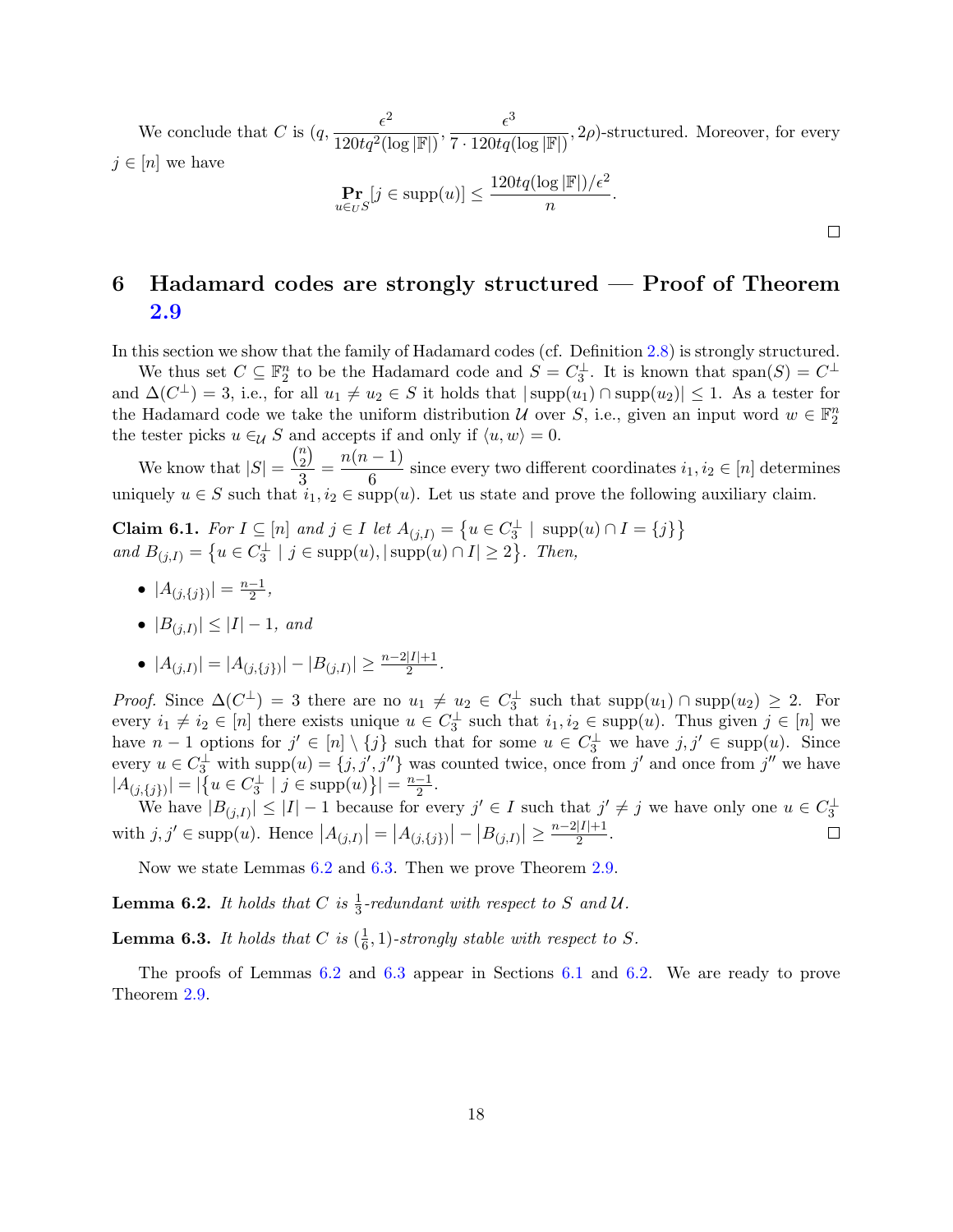We conclude that $C$ is $(q, \frac{\epsilon^2}{120tq^2(\log|\mathbb{F}|)}, \frac{\epsilon^3}{7 \cdot 120tq(\log|\mathbb{F}|)}, 2\rho)$-structured. Moreover, for every $j \in [n]$ we have

$$\Pr_{u \in_U S}[j \in \text{supp}(u)] \leq \frac{120tq(\log|\mathbb{F}|)/\epsilon^2}{n}.$$

□

# 6 Hadamard codes are strongly structured — Proof of Theorem 2.9

In this section we show that the family of Hadamard codes (cf. Definition 2.8) is strongly structured.

We thus set $C \subseteq \mathbb{F}_2^n$ to be the Hadamard code and $S = C_3^\perp$. It is known that $\text{span}(S) = C^\perp$ and $\Delta(C^\perp) = 3$, i.e., for all $u_1 \neq u_2 \in S$ it holds that $|\text{supp}(u_1) \cap \text{supp}(u_2)| \leq 1$. As a tester for the Hadamard code we take the uniform distribution $\mathcal{U}$ over $S$, i.e., given an input word $w \in \mathbb{F}_2^n$ the tester picks $u \in_{\mathcal{U}} S$ and accepts if and only if $\langle u, w \rangle = 0$.

We know that $|S| = \frac{\binom{n}{2}}{3} = \frac{n(n-1)}{6}$ since every two different coordinates $i_1, i_2 \in [n]$ determines uniquely $u \in S$ such that $i_1, i_2 \in \text{supp}(u)$. Let us state and prove the following auxiliary claim.

**Claim 6.1.** *For $I \subseteq [n]$ and $j \in I$ let $A_{(j,I)} = \{u \in C_3^\perp \mid \text{supp}(u) \cap I = \{j\}\}$ and $B_{(j,I)} = \{u \in C_3^\perp \mid j \in \text{supp}(u), |\text{supp}(u) \cap I| \geq 2\}$. Then,*

- $|A_{(j,\{j\})}| = \frac{n-1}{2}$,
- $|B_{(j,I)}| \leq |I| - 1$, *and*
- $|A_{(j,I)}| = |A_{(j,\{j\})}| - |B_{(j,I)}| \geq \frac{n-2|I|+1}{2}$.

*Proof.* Since $\Delta(C^\perp) = 3$ there are no $u_1 \neq u_2 \in C_3^\perp$ such that $\text{supp}(u_1) \cap \text{supp}(u_2) \geq 2$. For every $i_1 \neq i_2 \in [n]$ there exists unique $u \in C_3^\perp$ such that $i_1, i_2 \in \text{supp}(u)$. Thus given $j \in [n]$ we have $n-1$ options for $j' \in [n] \setminus \{j\}$ such that for some $u \in C_3^\perp$ we have $j, j' \in \text{supp}(u)$. Since every $u \in C_3^\perp$ with $\text{supp}(u) = \{j, j', j''\}$ was counted twice, once from $j'$ and once from $j''$ we have $|A_{(j,\{j\})}| = |\{u \in C_3^\perp \mid j \in \text{supp}(u)\}| = \frac{n-1}{2}$.

We have $|B_{(j,I)}| \leq |I| - 1$ because for every $j' \in I$ such that $j' \neq j$ we have only one $u \in C_3^\perp$ with $j, j' \in \text{supp}(u)$. Hence $|A_{(j,I)}| = |A_{(j,\{j\})}| - |B_{(j,I)}| \geq \frac{n-2|I|+1}{2}$. □

Now we state Lemmas 6.2 and 6.3. Then we prove Theorem 2.9.

**Lemma 6.2.** *It holds that $C$ is $\frac{1}{3}$-redundant with respect to $S$ and $\mathcal{U}$.*

**Lemma 6.3.** *It holds that $C$ is $(\frac{1}{6}, 1)$-strongly stable with respect to $S$.*

The proofs of Lemmas 6.2 and 6.3 appear in Sections 6.1 and 6.2. We are ready to prove Theorem 2.9.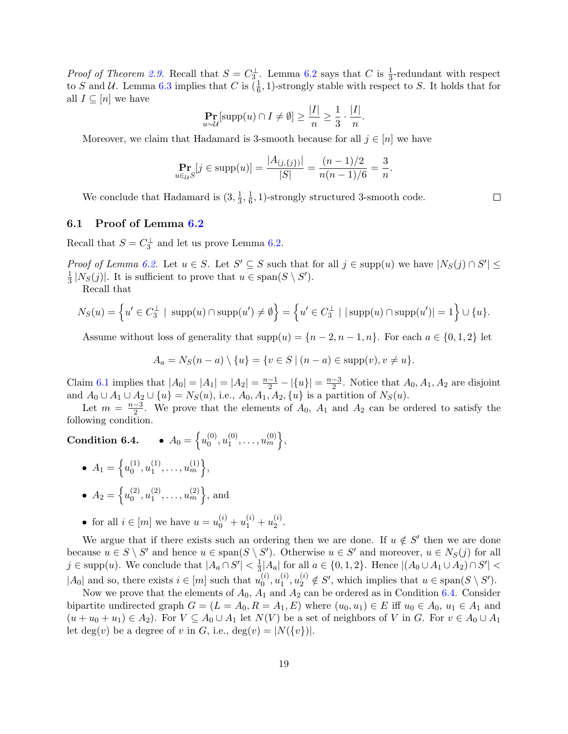*Proof of Theorem 2.9.* Recall that $S = C_3^\perp$. Lemma 6.2 says that $C$ is $\frac{1}{3}$-redundant with respect to $S$ and $\mathcal{U}$. Lemma 6.3 implies that $C$ is $(\frac{1}{6}, 1)$-strongly stable with respect to $S$. It holds that for all $I \subseteq [n]$ we have

$$\Pr_{u \sim \mathcal{U}}[\mathrm{supp}(u) \cap I \neq \emptyset] \geq \frac{|I|}{n} \geq \frac{1}{3} \cdot \frac{|I|}{n}.$$

Moreover, we claim that Hadamard is 3-smooth because for all $j \in [n]$ we have

$$\Pr_{u \in_{\mathcal{U}} S}[j \in \mathrm{supp}(u)] = \frac{|A_{(j,\{j\})}|}{|S|} = \frac{(n-1)/2}{n(n-1)/6} = \frac{3}{n}.$$

We conclude that Hadamard is $(3, \frac{1}{3}, \frac{1}{6}, 1)$-strongly structured 3-smooth code. $\square$

## 6.1 Proof of Lemma 6.2

Recall that $S = C_3^\perp$ and let us prove Lemma 6.2.

*Proof of Lemma 6.2.* Let $u \in S$. Let $S' \subseteq S$ such that for all $j \in \mathrm{supp}(u)$ we have $|N_S(j) \cap S'| \leq \frac{1}{3}|N_S(j)|$. It is sufficient to prove that $u \in \mathrm{span}(S \setminus S')$.

Recall that

$$N_S(u) = \left\{u' \in C_3^\perp \mid \mathrm{supp}(u) \cap \mathrm{supp}(u') \neq \emptyset\right\} = \left\{u' \in C_3^\perp \mid |\mathrm{supp}(u) \cap \mathrm{supp}(u')| = 1\right\} \cup \{u\}.$$

Assume without loss of generality that $\mathrm{supp}(u) = \{n-2, n-1, n\}$. For each $a \in \{0, 1, 2\}$ let

$$A_a = N_S(n-a) \setminus \{u\} = \{v \in S \mid (n-a) \in \mathrm{supp}(v), v \neq u\}.$$

Claim 6.1 implies that $|A_0| = |A_1| = |A_2| = \frac{n-1}{2} - |\{u\}| = \frac{n-3}{2}$. Notice that $A_0, A_1, A_2$ are disjoint and $A_0 \cup A_1 \cup A_2 \cup \{u\} = N_S(u)$, i.e., $A_0, A_1, A_2, \{u\}$ is a partition of $N_S(u)$.

Let $m = \frac{n-3}{2}$. We prove that the elements of $A_0$, $A_1$ and $A_2$ can be ordered to satisfy the following condition.

**Condition 6.4.**

- $A_0 = \left\{u_0^{(0)}, u_1^{(0)}, \ldots, u_m^{(0)}\right\}$,
- $A_1 = \left\{u_0^{(1)}, u_1^{(1)}, \ldots, u_m^{(1)}\right\}$,
- $A_2 = \left\{u_0^{(2)}, u_1^{(2)}, \ldots, u_m^{(2)}\right\}$, and
- for all $i \in [m]$ we have $u = u_0^{(i)} + u_1^{(i)} + u_2^{(i)}$.

We argue that if there exists such an ordering then we are done. If $u \notin S'$ then we are done because $u \in S \setminus S'$ and hence $u \in \mathrm{span}(S \setminus S')$. Otherwise $u \in S'$ and moreover, $u \in N_S(j)$ for all $j \in \mathrm{supp}(u)$. We conclude that $|A_a \cap S'| < \frac{1}{3}|A_a|$ for all $a \in \{0, 1, 2\}$. Hence $|(A_0 \cup A_1 \cup A_2) \cap S'| < |A_0|$ and so, there exists $i \in [m]$ such that $u_0^{(i)}, u_1^{(i)}, u_2^{(i)} \notin S'$, which implies that $u \in \mathrm{span}(S \setminus S')$.

Now we prove that the elements of $A_0$, $A_1$ and $A_2$ can be ordered as in Condition 6.4. Consider bipartite undirected graph $G = (L = A_0, R = A_1, E)$ where $(u_0, u_1) \in E$ iff $u_0 \in A_0$, $u_1 \in A_1$ and $(u + u_0 + u_1) \in A_2)$. For $V \subseteq A_0 \cup A_1$ let $N(V)$ be a set of neighbors of $V$ in $G$. For $v \in A_0 \cup A_1$ let $\deg(v)$ be a degree of $v$ in $G$, i.e., $\deg(v) = |N(\{v\})|$.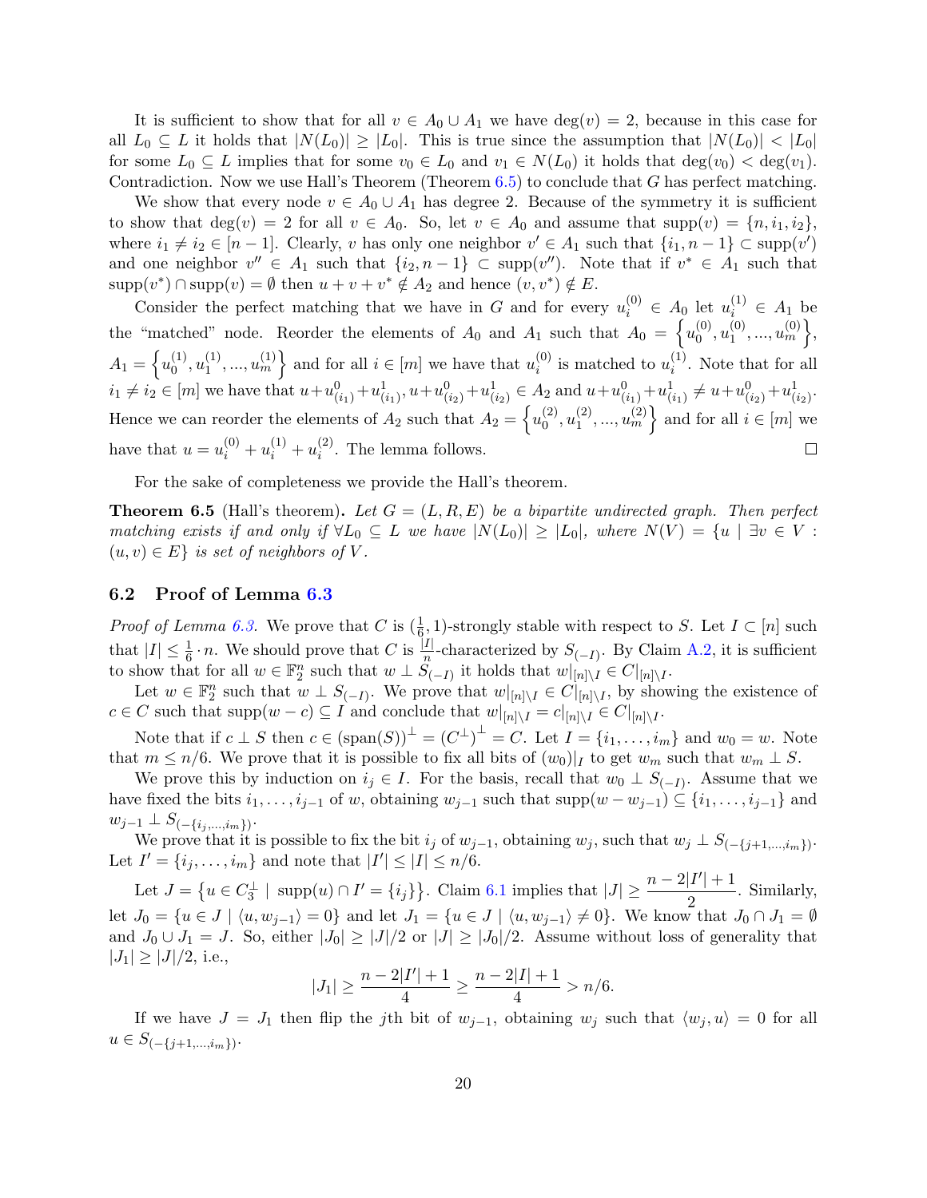It is sufficient to show that for all $v \in A_0 \cup A_1$ we have $\deg(v) = 2$, because in this case for all $L_0 \subseteq L$ it holds that $|N(L_0)| \geq |L_0|$. This is true since the assumption that $|N(L_0)| < |L_0|$ for some $L_0 \subseteq L$ implies that for some $v_0 \in L_0$ and $v_1 \in N(L_0)$ it holds that $\deg(v_0) < \deg(v_1)$. Contradiction. Now we use Hall's Theorem (Theorem 6.5) to conclude that $G$ has perfect matching.

We show that every node $v \in A_0 \cup A_1$ has degree 2. Because of the symmetry it is sufficient to show that $\deg(v) = 2$ for all $v \in A_0$. So, let $v \in A_0$ and assume that $\text{supp}(v) = \{n, i_1, i_2\}$, where $i_1 \neq i_2 \in [n-1]$. Clearly, $v$ has only one neighbor $v' \in A_1$ such that $\{i_1, n-1\} \subset \text{supp}(v')$ and one neighbor $v'' \in A_1$ such that $\{i_2, n-1\} \subset \text{supp}(v'')$. Note that if $v^* \in A_1$ such that $\text{supp}(v^*) \cap \text{supp}(v) = \emptyset$ then $u + v + v^* \notin A_2$ and hence $(v, v^*) \notin E$.

Consider the perfect matching that we have in $G$ and for every $u_i^{(0)} \in A_0$ let $u_i^{(1)} \in A_1$ be the "matched" node. Reorder the elements of $A_0$ and $A_1$ such that $A_0 = \left\{u_0^{(0)}, u_1^{(0)}, ..., u_m^{(0)}\right\}$, $A_1 = \left\{u_0^{(1)}, u_1^{(1)}, ..., u_m^{(1)}\right\}$ and for all $i \in [m]$ we have that $u_i^{(0)}$ is matched to $u_i^{(1)}$. Note that for all $i_1 \neq i_2 \in [m]$ we have that $u + u^0_{(i_1)} + u^1_{(i_1)}, u + u^0_{(i_2)} + u^1_{(i_2)} \in A_2$ and $u + u^0_{(i_1)} + u^1_{(i_1)} \neq u + u^0_{(i_2)} + u^1_{(i_2)}$. Hence we can reorder the elements of $A_2$ such that $A_2 = \left\{u_0^{(2)}, u_1^{(2)}, ..., u_m^{(2)}\right\}$ and for all $i \in [m]$ we have that $u = u_i^{(0)} + u_i^{(1)} + u_i^{(2)}$. The lemma follows. ∎

For the sake of completeness we provide the Hall's theorem.

**Theorem 6.5** (Hall's theorem)**.** *Let $G = (L, R, E)$ be a bipartite undirected graph. Then perfect matching exists if and only if $\forall L_0 \subseteq L$ we have $|N(L_0)| \geq |L_0|$, where $N(V) = \{u \mid \exists v \in V : (u, v) \in E\}$ is set of neighbors of $V$.*

### 6.2 Proof of Lemma 6.3

*Proof of Lemma 6.3.* We prove that $C$ is $(\frac{1}{6}, 1)$-strongly stable with respect to $S$. Let $I \subset [n]$ such that $|I| \leq \frac{1}{6} \cdot n$. We should prove that $C$ is $\frac{|I|}{n}$-characterized by $S_{(-I)}$. By Claim A.2, it is sufficient to show that for all $w \in \mathbb{F}_2^n$ such that $w \perp S_{(-I)}$ it holds that $w|_{[n]\setminus I} \in C|_{[n]\setminus I}$.

Let $w \in \mathbb{F}_2^n$ such that $w \perp S_{(-I)}$. We prove that $w|_{[n]\setminus I} \in C|_{[n]\setminus I}$, by showing the existence of $c \in C$ such that $\text{supp}(w - c) \subseteq I$ and conclude that $w|_{[n]\setminus I} = c|_{[n]\setminus I} \in C|_{[n]\setminus I}$.

Note that if $c \perp S$ then $c \in (\text{span}(S))^\perp = (C^\perp)^\perp = C$. Let $I = \{i_1, \ldots, i_m\}$ and $w_0 = w$. Note that $m \leq n/6$. We prove that it is possible to fix all bits of $(w_0)|_I$ to get $w_m$ such that $w_m \perp S$.

We prove this by induction on $i_j \in I$. For the basis, recall that $w_0 \perp S_{(-I)}$. Assume that we have fixed the bits $i_1, \ldots, i_{j-1}$ of $w$, obtaining $w_{j-1}$ such that $\text{supp}(w - w_{j-1}) \subseteq \{i_1, \ldots, i_{j-1}\}$ and $w_{j-1} \perp S_{(-\{i_j, \ldots, i_m\})}$.

We prove that it is possible to fix the bit $i_j$ of $w_{j-1}$, obtaining $w_j$, such that $w_j \perp S_{(-\{j+1, \ldots, i_m\})}$. Let $I' = \{i_j, \ldots, i_m\}$ and note that $|I'| \leq |I| \leq n/6$.

Let $J = \left\{u \in C_3^\perp \mid \text{supp}(u) \cap I' = \{i_j\}\right\}$. Claim 6.1 implies that $|J| \geq \dfrac{n - 2|I'| + 1}{2}$. Similarly, let $J_0 = \{u \in J \mid \langle u, w_{j-1}\rangle = 0\}$ and let $J_1 = \{u \in J \mid \langle u, w_{j-1}\rangle \neq 0\}$. We know that $J_0 \cap J_1 = \emptyset$ and $J_0 \cup J_1 = J$. So, either $|J_0| \geq |J|/2$ or $|J| \geq |J_0|/2$. Assume without loss of generality that $|J_1| \geq |J|/2$, i.e.,

$$|J_1| \geq \frac{n - 2|I'| + 1}{4} \geq \frac{n - 2|I| + 1}{4} > n/6.$$

If we have $J = J_1$ then flip the $j$th bit of $w_{j-1}$, obtaining $w_j$ such that $\langle w_j, u\rangle = 0$ for all $u \in S_{(-\{j+1, \ldots, i_m\})}$.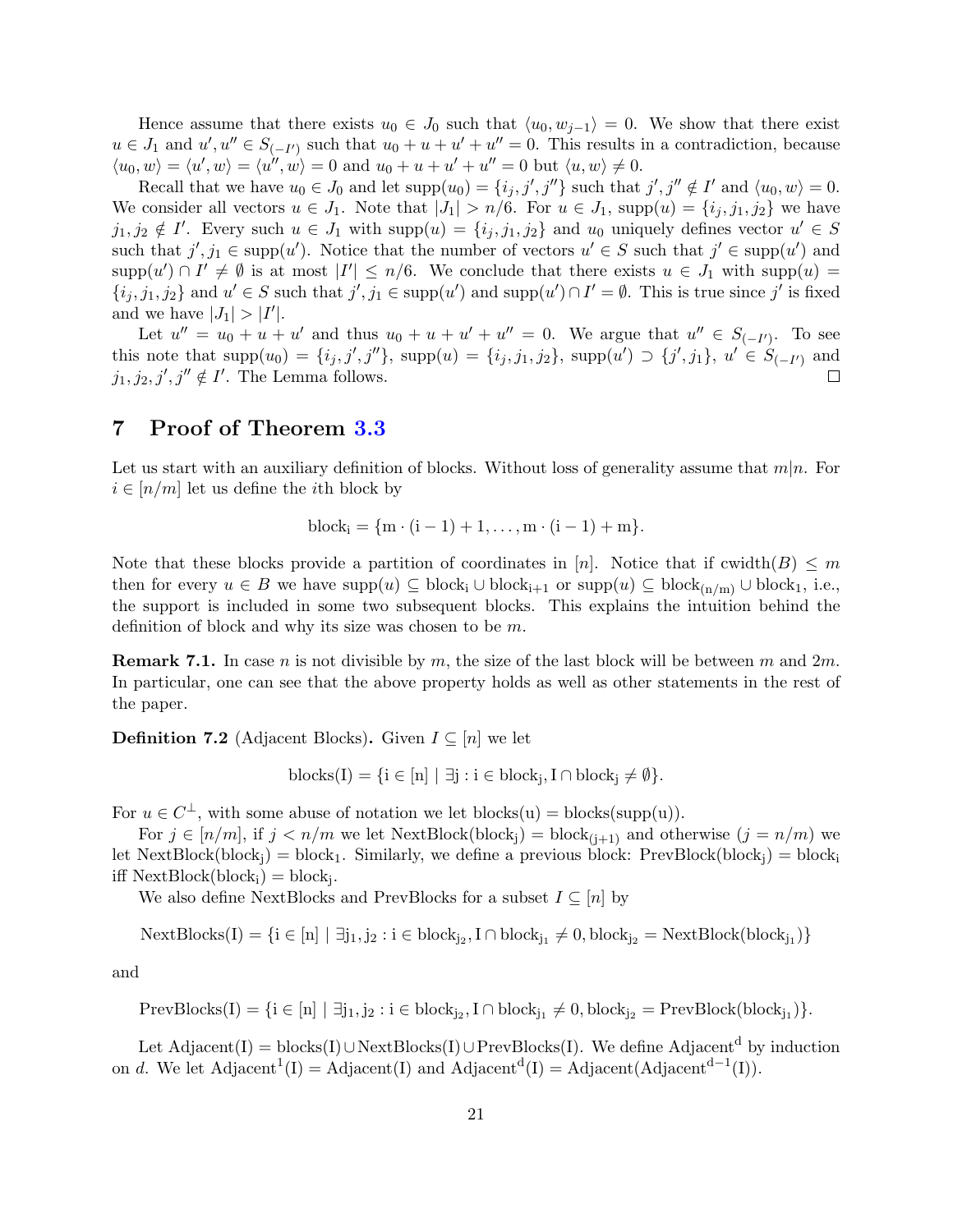Hence assume that there exists $u_0 \in J_0$ such that $\langle u_0, w_{j-1} \rangle = 0$. We show that there exist $u \in J_1$ and $u', u'' \in S_{(-I')}$ such that $u_0 + u + u' + u'' = 0$. This results in a contradiction, because $\langle u_0, w \rangle = \langle u', w \rangle = \langle u'', w \rangle = 0$ and $u_0 + u + u' + u'' = 0$ but $\langle u, w \rangle \neq 0$.

Recall that we have $u_0 \in J_0$ and let $\text{supp}(u_0) = \{i_j, j', j''\}$ such that $j', j'' \notin I'$ and $\langle u_0, w \rangle = 0$. We consider all vectors $u \in J_1$. Note that $|J_1| > n/6$. For $u \in J_1$, $\text{supp}(u) = \{i_j, j_1, j_2\}$ we have $j_1, j_2 \notin I'$. Every such $u \in J_1$ with $\text{supp}(u) = \{i_j, j_1, j_2\}$ and $u_0$ uniquely defines vector $u' \in S$ such that $j', j_1 \in \text{supp}(u')$. Notice that the number of vectors $u' \in S$ such that $j' \in \text{supp}(u')$ and $\text{supp}(u') \cap I' \neq \emptyset$ is at most $|I'| \leq n/6$. We conclude that there exists $u \in J_1$ with $\text{supp}(u) = \{i_j, j_1, j_2\}$ and $u' \in S$ such that $j', j_1 \in \text{supp}(u')$ and $\text{supp}(u') \cap I' = \emptyset$. This is true since $j'$ is fixed and we have $|J_1| > |I'|$.

Let $u'' = u_0 + u + u'$ and thus $u_0 + u + u' + u'' = 0$. We argue that $u'' \in S_{(-I')}$. To see this note that $\text{supp}(u_0) = \{i_j, j', j''\}$, $\text{supp}(u) = \{i_j, j_1, j_2\}$, $\text{supp}(u') \supset \{j', j_1\}$, $u' \in S_{(-I')}$ and $j_1, j_2, j', j'' \notin I'$. The Lemma follows. $\square$

# 7 Proof of Theorem 3.3

Let us start with an auxiliary definition of blocks. Without loss of generality assume that $m|n$. For $i \in [n/m]$ let us define the $i$th block by

$$\text{block}_i = \{m \cdot (i-1) + 1, \ldots, m \cdot (i-1) + m\}.$$

Note that these blocks provide a partition of coordinates in $[n]$. Notice that if $\text{cwidth}(B) \leq m$ then for every $u \in B$ we have $\text{supp}(u) \subseteq \text{block}_i \cup \text{block}_{i+1}$ or $\text{supp}(u) \subseteq \text{block}_{(n/m)} \cup \text{block}_1$, i.e., the support is included in some two subsequent blocks. This explains the intuition behind the definition of block and why its size was chosen to be $m$.

**Remark 7.1.** In case $n$ is not divisible by $m$, the size of the last block will be between $m$ and $2m$. In particular, one can see that the above property holds as well as other statements in the rest of the paper.

**Definition 7.2** (Adjacent Blocks)**.** Given $I \subseteq [n]$ we let

$$\text{blocks}(I) = \{i \in [n] \mid \exists j : i \in \text{block}_j, I \cap \text{block}_j \neq \emptyset\}.$$

For $u \in C^\perp$, with some abuse of notation we let $\text{blocks}(u) = \text{blocks}(\text{supp}(u))$.

For $j \in [n/m]$, if $j < n/m$ we let $\text{NextBlock}(\text{block}_j) = \text{block}_{(j+1)}$ and otherwise ($j = n/m$) we let $\text{NextBlock}(\text{block}_j) = \text{block}_1$. Similarly, we define a previous block: $\text{PrevBlock}(\text{block}_j) = \text{block}_i$ iff $\text{NextBlock}(\text{block}_i) = \text{block}_j$.

We also define NextBlocks and PrevBlocks for a subset $I \subseteq [n]$ by

$$\text{NextBlocks}(I) = \{i \in [n] \mid \exists j_1, j_2 : i \in \text{block}_{j_2}, I \cap \text{block}_{j_1} \neq 0, \text{block}_{j_2} = \text{NextBlock}(\text{block}_{j_1})\}$$

and

$$\text{PrevBlocks}(I) = \{i \in [n] \mid \exists j_1, j_2 : i \in \text{block}_{j_2}, I \cap \text{block}_{j_1} \neq 0, \text{block}_{j_2} = \text{PrevBlock}(\text{block}_{j_1})\}.$$

Let $\text{Adjacent}(I) = \text{blocks}(I) \cup \text{NextBlocks}(I) \cup \text{PrevBlocks}(I)$. We define $\text{Adjacent}^d$ by induction on $d$. We let $\text{Adjacent}^1(I) = \text{Adjacent}(I)$ and $\text{Adjacent}^d(I) = \text{Adjacent}(\text{Adjacent}^{d-1}(I))$.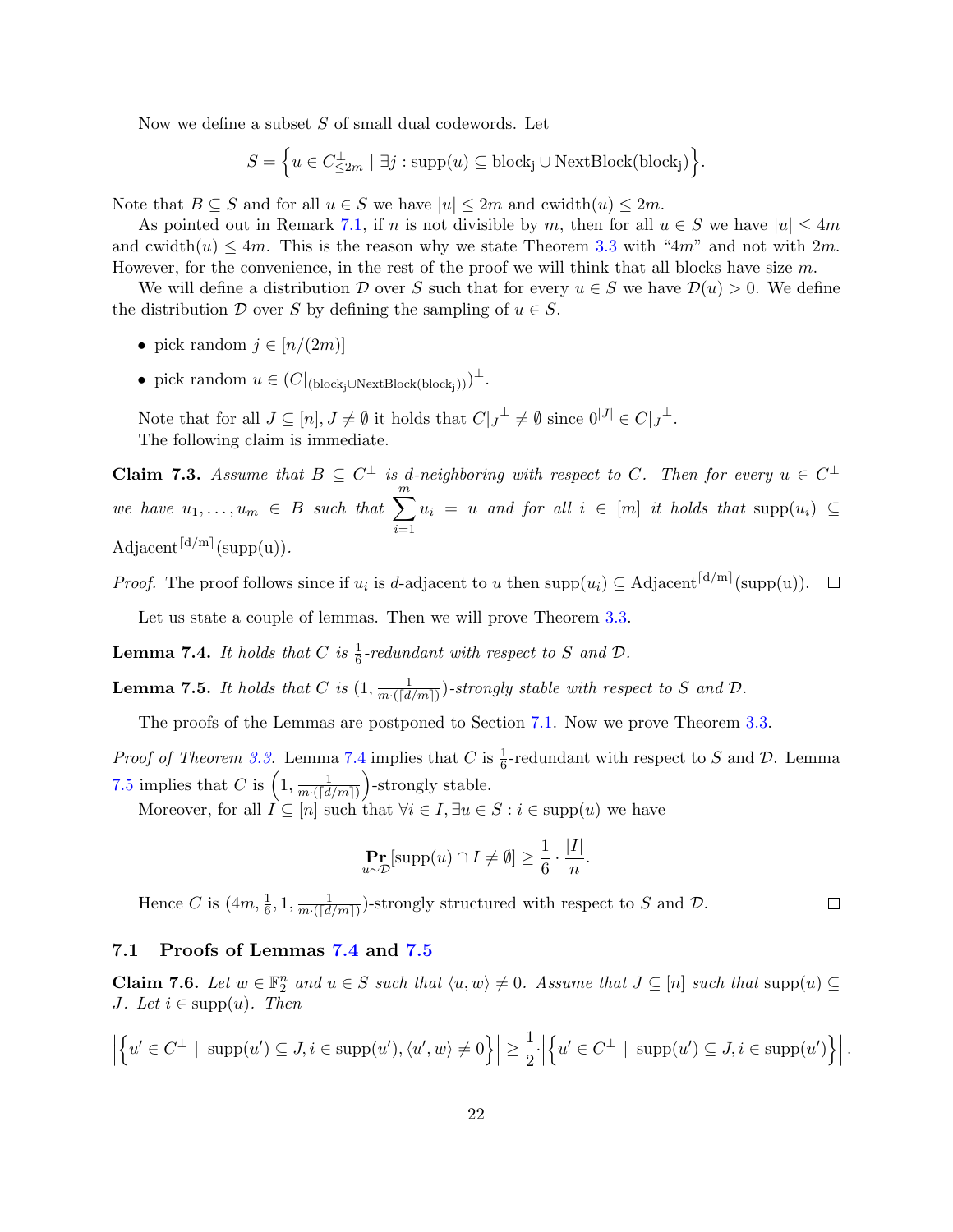Now we define a subset $S$ of small dual codewords. Let

$$S = \left\{ u \in C^{\perp}_{\leq 2m} \mid \exists j : \mathrm{supp}(u) \subseteq \mathrm{block_j} \cup \mathrm{NextBlock(block_j)} \right\}.$$

Note that $B \subseteq S$ and for all $u \in S$ we have $|u| \leq 2m$ and $\mathrm{cwidth}(u) \leq 2m$.

As pointed out in Remark 7.1, if $n$ is not divisible by $m$, then for all $u \in S$ we have $|u| \leq 4m$ and $\mathrm{cwidth}(u) \leq 4m$. This is the reason why we state Theorem 3.3 with "$4m$" and not with $2m$. However, for the convenience, in the rest of the proof we will think that all blocks have size $m$.

We will define a distribution $\mathcal{D}$ over $S$ such that for every $u \in S$ we have $\mathcal{D}(u) > 0$. We define the distribution $\mathcal{D}$ over $S$ by defining the sampling of $u \in S$.

- pick random $j \in [n/(2m)]$
- pick random $u \in (C|_{(\mathrm{block_j} \cup \mathrm{NextBlock(block_j)})})^{\perp}$.

Note that for all $J \subseteq [n], J \neq \emptyset$ it holds that $C|_J{}^{\perp} \neq \emptyset$ since $0^{|J|} \in C|_J{}^{\perp}$.

The following claim is immediate.

**Claim 7.3.** *Assume that $B \subseteq C^{\perp}$ is $d$-neighboring with respect to $C$. Then for every $u \in C^{\perp}$ we have $u_1, \ldots, u_m \in B$ such that $\sum_{i=1}^{m} u_i = u$ and for all $i \in [m]$ it holds that $\mathrm{supp}(u_i) \subseteq \mathrm{Adjacent}^{\lceil d/m \rceil}(\mathrm{supp(u)})$.*

*Proof.* The proof follows since if $u_i$ is $d$-adjacent to $u$ then $\mathrm{supp}(u_i) \subseteq \mathrm{Adjacent}^{\lceil d/m \rceil}(\mathrm{supp(u)})$. $\square$

Let us state a couple of lemmas. Then we will prove Theorem 3.3.

**Lemma 7.4.** *It holds that $C$ is $\frac{1}{6}$-redundant with respect to $S$ and $\mathcal{D}$.*

**Lemma 7.5.** *It holds that $C$ is $(1, \frac{1}{m \cdot (\lceil d/m \rceil)})$-strongly stable with respect to $S$ and $\mathcal{D}$.*

The proofs of the Lemmas are postponed to Section 7.1. Now we prove Theorem 3.3.

*Proof of Theorem 3.3.* Lemma 7.4 implies that $C$ is $\frac{1}{6}$-redundant with respect to $S$ and $\mathcal{D}$. Lemma 7.5 implies that $C$ is $\left(1, \frac{1}{m \cdot (\lceil d/m \rceil)}\right)$-strongly stable.

Moreover, for all $I \subseteq [n]$ such that $\forall i \in I, \exists u \in S : i \in \mathrm{supp}(u)$ we have

$$\Pr_{u \sim \mathcal{D}}[\mathrm{supp}(u) \cap I \neq \emptyset] \geq \frac{1}{6} \cdot \frac{|I|}{n}.$$

Hence $C$ is $(4m, \frac{1}{6}, 1, \frac{1}{m \cdot (\lceil d/m \rceil)})$-strongly structured with respect to $S$ and $\mathcal{D}$. $\square$

## 7.1 Proofs of Lemmas 7.4 and 7.5

**Claim 7.6.** *Let $w \in \mathbb{F}_2^n$ and $u \in S$ such that $\langle u, w \rangle \neq 0$. Assume that $J \subseteq [n]$ such that $\mathrm{supp}(u) \subseteq J$. Let $i \in \mathrm{supp}(u)$. Then*

$$\left| \left\{ u' \in C^{\perp} \mid \mathrm{supp}(u') \subseteq J, i \in \mathrm{supp}(u'), \langle u', w \rangle \neq 0 \right\} \right| \geq \frac{1}{2} \cdot \left| \left\{ u' \in C^{\perp} \mid \mathrm{supp}(u') \subseteq J, i \in \mathrm{supp}(u') \right\} \right|.$$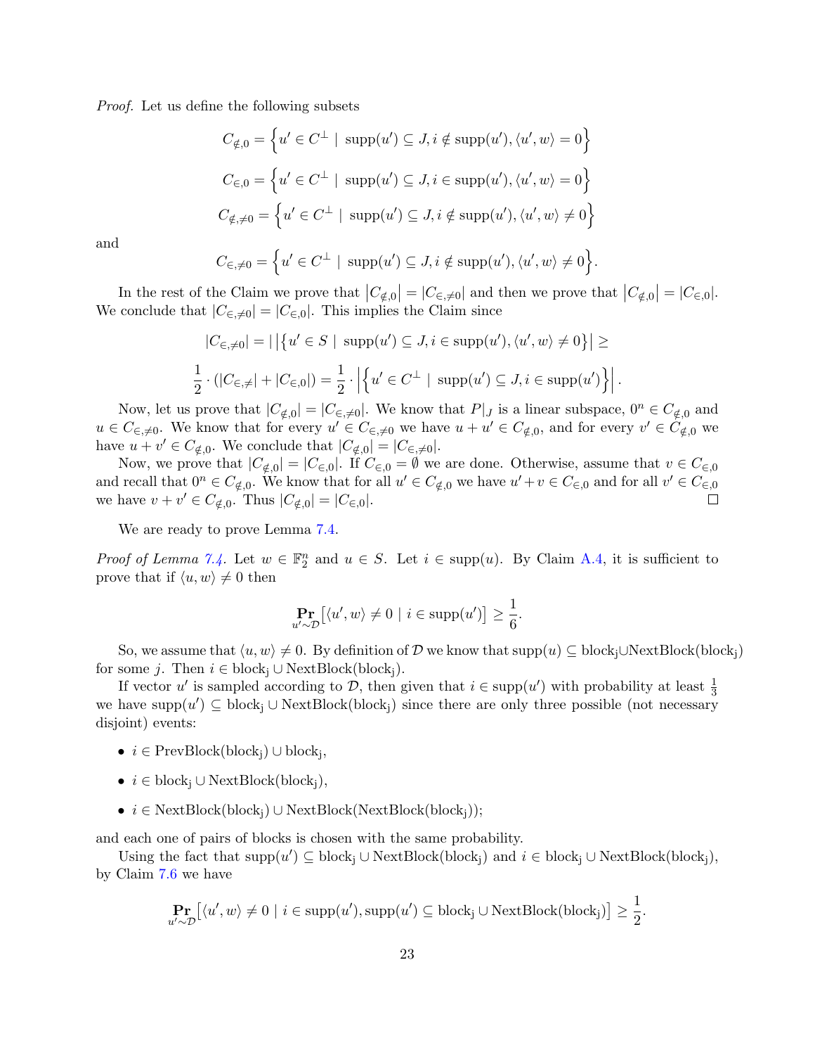*Proof.* Let us define the following subsets

$$C_{\notin,0} = \Big\{u' \in C^{\perp} \mid \operatorname{supp}(u') \subseteq J, i \notin \operatorname{supp}(u'), \langle u', w\rangle = 0\Big\}$$

$$C_{\in,0} = \Big\{u' \in C^{\perp} \mid \operatorname{supp}(u') \subseteq J, i \in \operatorname{supp}(u'), \langle u', w\rangle = 0\Big\}$$

$$C_{\notin,\neq 0} = \Big\{u' \in C^{\perp} \mid \operatorname{supp}(u') \subseteq J, i \notin \operatorname{supp}(u'), \langle u', w\rangle \neq 0\Big\}$$

and

$$C_{\in,\neq 0} = \Big\{u' \in C^{\perp} \mid \operatorname{supp}(u') \subseteq J, i \notin \operatorname{supp}(u'), \langle u', w\rangle \neq 0\Big\}.$$

In the rest of the Claim we prove that $\left|C_{\notin,0}\right| = \left|C_{\in,\neq 0}\right|$ and then we prove that $\left|C_{\notin,0}\right| = \left|C_{\in,0}\right|$. We conclude that $\left|C_{\in,\neq 0}\right| = \left|C_{\in,0}\right|$. This implies the Claim since

$$|C_{\in,\neq 0}| = \left|\left\{u' \in S \mid \operatorname{supp}(u') \subseteq J, i \in \operatorname{supp}(u'), \langle u', w\rangle \neq 0\right\}\right| \geq$$

$$\frac{1}{2}\cdot(|C_{\in,\neq}| + |C_{\in,0}|) = \frac{1}{2}\cdot\left|\left\{u' \in C^{\perp} \mid \operatorname{supp}(u') \subseteq J, i \in \operatorname{supp}(u')\right\}\right|.$$

Now, let us prove that $|C_{\notin,0}| = |C_{\in,\neq 0}|$. We know that $P|_J$ is a linear subspace, $0^n \in C_{\notin,0}$ and $u \in C_{\in,\neq 0}$. We know that for every $u' \in C_{\in,\neq 0}$ we have $u + u' \in C_{\notin,0}$, and for every $v' \in C_{\notin,0}$ we have $u + v' \in C_{\notin,0}$. We conclude that $|C_{\notin,0}| = |C_{\in,\neq 0}|$.

Now, we prove that $|C_{\notin,0}| = |C_{\in,0}|$. If $C_{\in,0} = \emptyset$ we are done. Otherwise, assume that $v \in C_{\in,0}$ and recall that $0^n \in C_{\notin,0}$. We know that for all $u' \in C_{\notin,0}$ we have $u' + v \in C_{\in,0}$ and for all $v' \in C_{\in,0}$ we have $v + v' \in C_{\notin,0}$. Thus $|C_{\notin,0}| = |C_{\in,0}|$. $\square$

We are ready to prove Lemma 7.4.

*Proof of Lemma 7.4.* Let $w \in \mathbb{F}_2^n$ and $u \in S$. Let $i \in \operatorname{supp}(u)$. By Claim A.4, it is sufficient to prove that if $\langle u, w\rangle \neq 0$ then

$$\Pr_{u'\sim\mathcal{D}}\left[\langle u', w\rangle \neq 0 \mid i \in \operatorname{supp}(u')\right] \geq \frac{1}{6}.$$

So, we assume that $\langle u, w\rangle \neq 0$. By definition of $\mathcal{D}$ we know that $\operatorname{supp}(u) \subseteq \mathrm{block_j} \cup \mathrm{NextBlock}(\mathrm{block_j})$ for some $j$. Then $i \in \mathrm{block_j} \cup \mathrm{NextBlock}(\mathrm{block_j})$.

If vector $u'$ is sampled according to $\mathcal{D}$, then given that $i \in \operatorname{supp}(u')$ with probability at least $\frac{1}{3}$ we have $\operatorname{supp}(u') \subseteq \mathrm{block_j} \cup \mathrm{NextBlock}(\mathrm{block_j})$ since there are only three possible (not necessary disjoint) events:

- $i \in \mathrm{PrevBlock}(\mathrm{block_j}) \cup \mathrm{block_j}$,
- $i \in \mathrm{block_j} \cup \mathrm{NextBlock}(\mathrm{block_j})$,
- $i \in \mathrm{NextBlock}(\mathrm{block_j}) \cup \mathrm{NextBlock}(\mathrm{NextBlock}(\mathrm{block_j}))$;

and each one of pairs of blocks is chosen with the same probability.

Using the fact that $\operatorname{supp}(u') \subseteq \mathrm{block_j} \cup \mathrm{NextBlock}(\mathrm{block_j})$ and $i \in \mathrm{block_j} \cup \mathrm{NextBlock}(\mathrm{block_j})$, by Claim 7.6 we have

$$\Pr_{u'\sim\mathcal{D}}\left[\langle u', w\rangle \neq 0 \mid i \in \operatorname{supp}(u'), \operatorname{supp}(u') \subseteq \mathrm{block_j} \cup \mathrm{NextBlock}(\mathrm{block_j})\right] \geq \frac{1}{2}.$$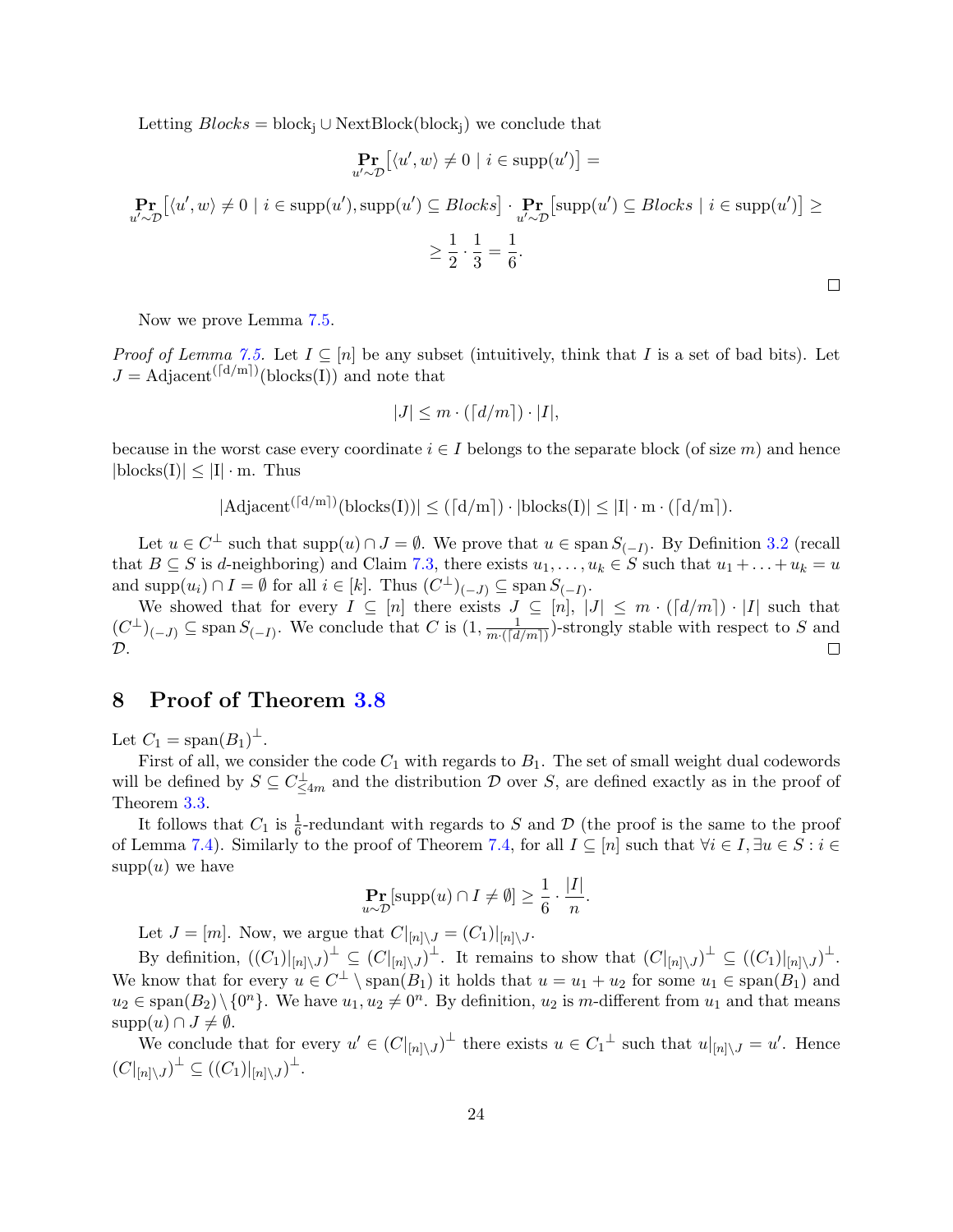Letting $Blocks = \text{block}_j \cup \text{NextBlock}(\text{block}_j)$ we conclude that

$$\Pr_{u' \sim \mathcal{D}}\big[\langle u', w\rangle \neq 0 \mid i \in \text{supp}(u')\big] =$$

$$\Pr_{u' \sim \mathcal{D}}\big[\langle u', w\rangle \neq 0 \mid i \in \text{supp}(u'), \text{supp}(u') \subseteq Blocks\big] \cdot \Pr_{u' \sim \mathcal{D}}\big[\text{supp}(u') \subseteq Blocks \mid i \in \text{supp}(u')\big] \geq$$

$$\geq \frac{1}{2} \cdot \frac{1}{3} = \frac{1}{6}.$$

□

Now we prove Lemma 7.5.

*Proof of Lemma 7.5.* Let $I \subseteq [n]$ be any subset (intuitively, think that $I$ is a set of bad bits). Let $J = \text{Adjacent}^{(\lceil d/m \rceil)}(\text{blocks}(I))$ and note that

$$|J| \leq m \cdot (\lceil d/m \rceil) \cdot |I|,$$

because in the worst case every coordinate $i \in I$ belongs to the separate block (of size $m$) and hence $|\text{blocks}(I)| \leq |I| \cdot m$. Thus

$$|\text{Adjacent}^{(\lceil d/m \rceil)}(\text{blocks}(I))| \leq (\lceil d/m \rceil) \cdot |\text{blocks}(I)| \leq |I| \cdot m \cdot (\lceil d/m \rceil).$$

Let $u \in C^\perp$ such that $\text{supp}(u) \cap J = \emptyset$. We prove that $u \in \text{span}\, S_{(-I)}$. By Definition 3.2 (recall that $B \subseteq S$ is $d$-neighboring) and Claim 7.3, there exists $u_1, \ldots, u_k \in S$ such that $u_1 + \ldots + u_k = u$ and $\text{supp}(u_i) \cap I = \emptyset$ for all $i \in [k]$. Thus $(C^\perp)_{(-J)} \subseteq \text{span}\, S_{(-I)}$.

We showed that for every $I \subseteq [n]$ there exists $J \subseteq [n]$, $|J| \leq m \cdot (\lceil d/m \rceil) \cdot |I|$ such that $(C^\perp)_{(-J)} \subseteq \text{span}\, S_{(-I)}$. We conclude that $C$ is $(1, \frac{1}{m \cdot (\lceil d/m \rceil)})$-strongly stable with respect to $S$ and $\mathcal{D}$.

□

# 8 Proof of Theorem 3.8

Let $C_1 = \text{span}(B_1)^\perp$.

First of all, we consider the code $C_1$ with regards to $B_1$. The set of small weight dual codewords will be defined by $S \subseteq C^\perp_{\leq 4m}$ and the distribution $\mathcal{D}$ over $S$, are defined exactly as in the proof of Theorem 3.3.

It follows that $C_1$ is $\frac{1}{6}$-redundant with regards to $S$ and $\mathcal{D}$ (the proof is the same to the proof of Lemma 7.4). Similarly to the proof of Theorem 7.4, for all $I \subseteq [n]$ such that $\forall i \in I, \exists u \in S : i \in \text{supp}(u)$ we have

$$\Pr_{u \sim \mathcal{D}}[\text{supp}(u) \cap I \neq \emptyset] \geq \frac{1}{6} \cdot \frac{|I|}{n}.$$

Let $J = [m]$. Now, we argue that $C|_{[n]\setminus J} = (C_1)|_{[n]\setminus J}$.

By definition, $((C_1)|_{[n]\setminus J})^\perp \subseteq (C|_{[n]\setminus J})^\perp$. It remains to show that $(C|_{[n]\setminus J})^\perp \subseteq ((C_1)|_{[n]\setminus J})^\perp$. We know that for every $u \in C^\perp \setminus \text{span}(B_1)$ it holds that $u = u_1 + u_2$ for some $u_1 \in \text{span}(B_1)$ and $u_2 \in \text{span}(B_2) \setminus \{0^n\}$. We have $u_1, u_2 \neq 0^n$. By definition, $u_2$ is $m$-different from $u_1$ and that means $\text{supp}(u) \cap J \neq \emptyset$.

We conclude that for every $u' \in (C|_{[n]\setminus J})^\perp$ there exists $u \in {C_1}^\perp$ such that $u|_{[n]\setminus J} = u'$. Hence $(C|_{[n]\setminus J})^\perp \subseteq ((C_1)|_{[n]\setminus J})^\perp$.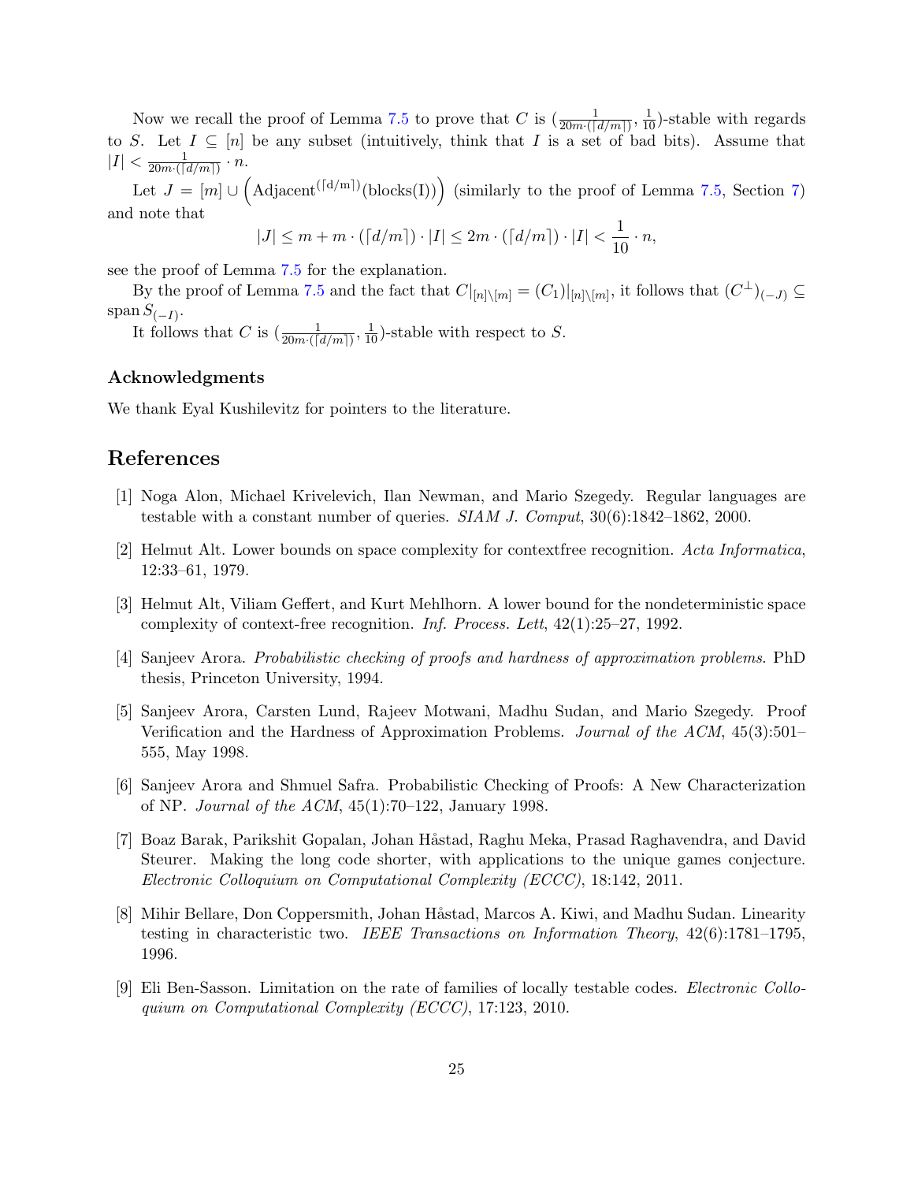Now we recall the proof of Lemma 7.5 to prove that $C$ is $(\frac{1}{20m\cdot(\lceil d/m \rceil)}, \frac{1}{10})$-stable with regards to $S$. Let $I \subseteq [n]$ be any subset (intuitively, think that $I$ is a set of bad bits). Assume that $|I| < \frac{1}{20m\cdot(\lceil d/m \rceil)} \cdot n$.

Let $J = [m] \cup \left(\mathrm{Adjacent}^{(\lceil \mathrm{d/m} \rceil)}(\mathrm{blocks(I)})\right)$ (similarly to the proof of Lemma 7.5, Section 7) and note that

$$|J| \leq m + m \cdot (\lceil d/m \rceil) \cdot |I| \leq 2m \cdot (\lceil d/m \rceil) \cdot |I| < \frac{1}{10} \cdot n,$$

see the proof of Lemma 7.5 for the explanation.

By the proof of Lemma 7.5 and the fact that $C|_{[n]\setminus[m]} = (C_1)|_{[n]\setminus[m]}$, it follows that $(C^{\perp})_{(-J)} \subseteq \operatorname{span} S_{(-I)}$.

It follows that $C$ is $(\frac{1}{20m\cdot(\lceil d/m \rceil)}, \frac{1}{10})$-stable with respect to $S$.

### Acknowledgments

We thank Eyal Kushilevitz for pointers to the literature.

## References

[1] Noga Alon, Michael Krivelevich, Ilan Newman, and Mario Szegedy. Regular languages are testable with a constant number of queries. *SIAM J. Comput*, 30(6):1842–1862, 2000.

[2] Helmut Alt. Lower bounds on space complexity for contextfree recognition. *Acta Informatica*, 12:33–61, 1979.

[3] Helmut Alt, Viliam Geffert, and Kurt Mehlhorn. A lower bound for the nondeterministic space complexity of context-free recognition. *Inf. Process. Lett*, 42(1):25–27, 1992.

[4] Sanjeev Arora. *Probabilistic checking of proofs and hardness of approximation problems*. PhD thesis, Princeton University, 1994.

[5] Sanjeev Arora, Carsten Lund, Rajeev Motwani, Madhu Sudan, and Mario Szegedy. Proof Verification and the Hardness of Approximation Problems. *Journal of the ACM*, 45(3):501–555, May 1998.

[6] Sanjeev Arora and Shmuel Safra. Probabilistic Checking of Proofs: A New Characterization of NP. *Journal of the ACM*, 45(1):70–122, January 1998.

[7] Boaz Barak, Parikshit Gopalan, Johan Håstad, Raghu Meka, Prasad Raghavendra, and David Steurer. Making the long code shorter, with applications to the unique games conjecture. *Electronic Colloquium on Computational Complexity (ECCC)*, 18:142, 2011.

[8] Mihir Bellare, Don Coppersmith, Johan Håstad, Marcos A. Kiwi, and Madhu Sudan. Linearity testing in characteristic two. *IEEE Transactions on Information Theory*, 42(6):1781–1795, 1996.

[9] Eli Ben-Sasson. Limitation on the rate of families of locally testable codes. *Electronic Colloquium on Computational Complexity (ECCC)*, 17:123, 2010.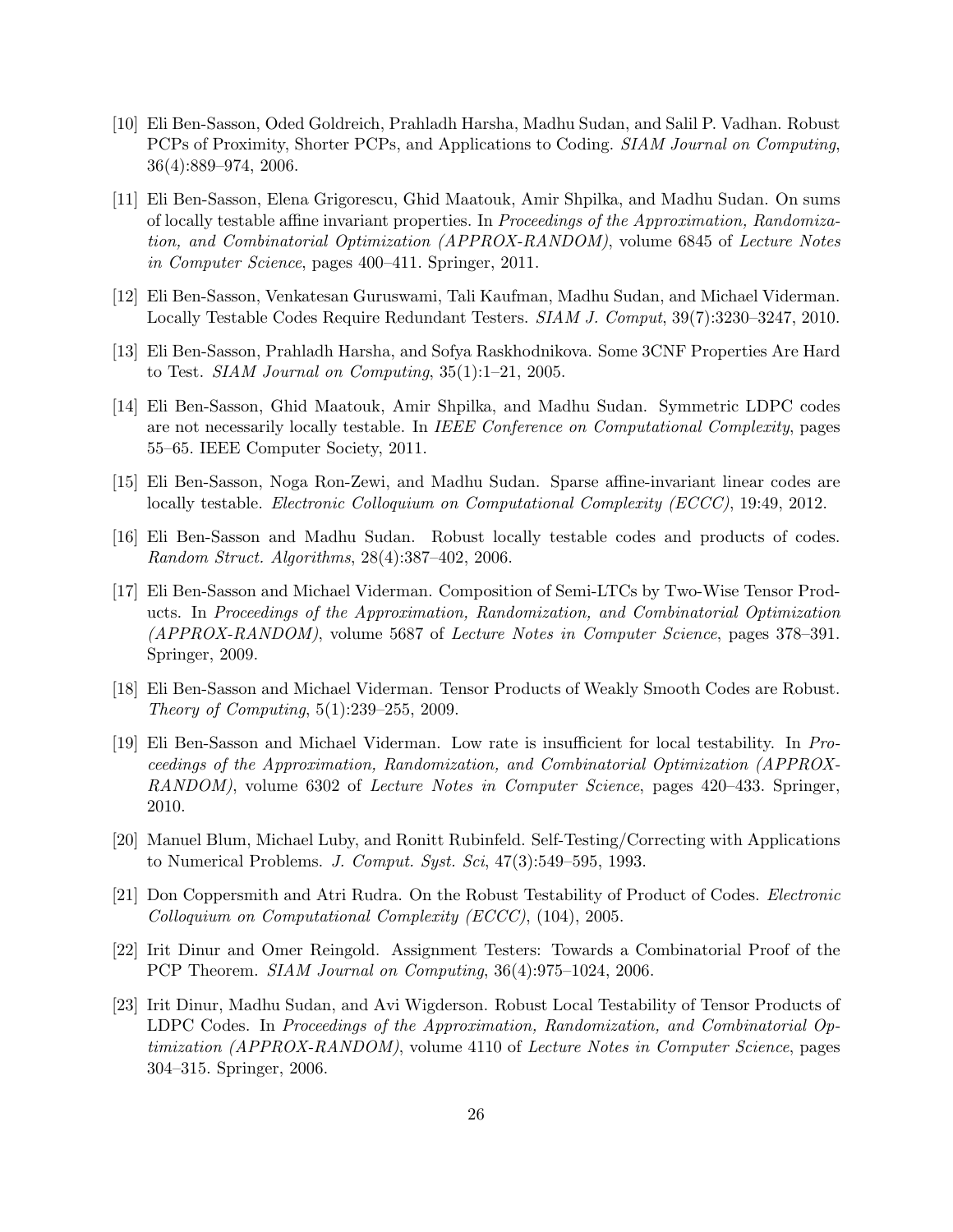[10] Eli Ben-Sasson, Oded Goldreich, Prahladh Harsha, Madhu Sudan, and Salil P. Vadhan. Robust PCPs of Proximity, Shorter PCPs, and Applications to Coding. *SIAM Journal on Computing*, 36(4):889–974, 2006.

[11] Eli Ben-Sasson, Elena Grigorescu, Ghid Maatouk, Amir Shpilka, and Madhu Sudan. On sums of locally testable affine invariant properties. In *Proceedings of the Approximation, Randomization, and Combinatorial Optimization (APPROX-RANDOM)*, volume 6845 of *Lecture Notes in Computer Science*, pages 400–411. Springer, 2011.

[12] Eli Ben-Sasson, Venkatesan Guruswami, Tali Kaufman, Madhu Sudan, and Michael Viderman. Locally Testable Codes Require Redundant Testers. *SIAM J. Comput*, 39(7):3230–3247, 2010.

[13] Eli Ben-Sasson, Prahladh Harsha, and Sofya Raskhodnikova. Some 3CNF Properties Are Hard to Test. *SIAM Journal on Computing*, 35(1):1–21, 2005.

[14] Eli Ben-Sasson, Ghid Maatouk, Amir Shpilka, and Madhu Sudan. Symmetric LDPC codes are not necessarily locally testable. In *IEEE Conference on Computational Complexity*, pages 55–65. IEEE Computer Society, 2011.

[15] Eli Ben-Sasson, Noga Ron-Zewi, and Madhu Sudan. Sparse affine-invariant linear codes are locally testable. *Electronic Colloquium on Computational Complexity (ECCC)*, 19:49, 2012.

[16] Eli Ben-Sasson and Madhu Sudan. Robust locally testable codes and products of codes. *Random Struct. Algorithms*, 28(4):387–402, 2006.

[17] Eli Ben-Sasson and Michael Viderman. Composition of Semi-LTCs by Two-Wise Tensor Products. In *Proceedings of the Approximation, Randomization, and Combinatorial Optimization (APPROX-RANDOM)*, volume 5687 of *Lecture Notes in Computer Science*, pages 378–391. Springer, 2009.

[18] Eli Ben-Sasson and Michael Viderman. Tensor Products of Weakly Smooth Codes are Robust. *Theory of Computing*, 5(1):239–255, 2009.

[19] Eli Ben-Sasson and Michael Viderman. Low rate is insufficient for local testability. In *Proceedings of the Approximation, Randomization, and Combinatorial Optimization (APPROX-RANDOM)*, volume 6302 of *Lecture Notes in Computer Science*, pages 420–433. Springer, 2010.

[20] Manuel Blum, Michael Luby, and Ronitt Rubinfeld. Self-Testing/Correcting with Applications to Numerical Problems. *J. Comput. Syst. Sci*, 47(3):549–595, 1993.

[21] Don Coppersmith and Atri Rudra. On the Robust Testability of Product of Codes. *Electronic Colloquium on Computational Complexity (ECCC)*, (104), 2005.

[22] Irit Dinur and Omer Reingold. Assignment Testers: Towards a Combinatorial Proof of the PCP Theorem. *SIAM Journal on Computing*, 36(4):975–1024, 2006.

[23] Irit Dinur, Madhu Sudan, and Avi Wigderson. Robust Local Testability of Tensor Products of LDPC Codes. In *Proceedings of the Approximation, Randomization, and Combinatorial Optimization (APPROX-RANDOM)*, volume 4110 of *Lecture Notes in Computer Science*, pages 304–315. Springer, 2006.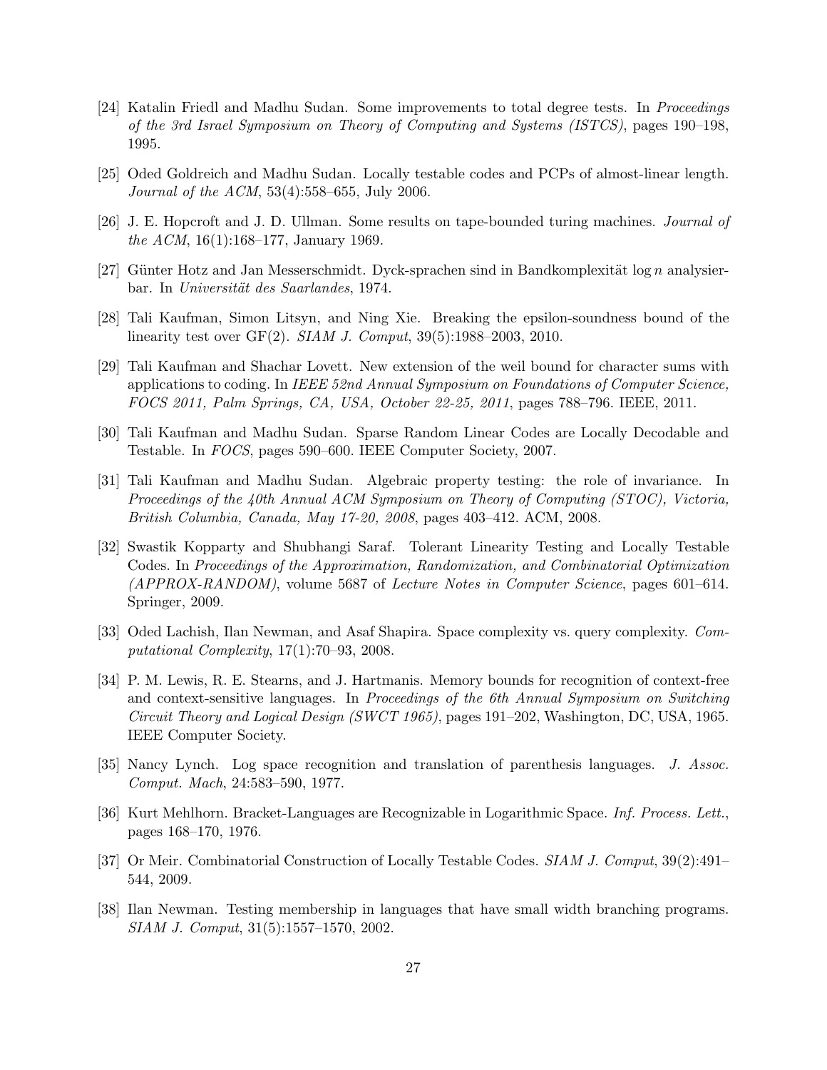[24] Katalin Friedl and Madhu Sudan. Some improvements to total degree tests. In *Proceedings of the 3rd Israel Symposium on Theory of Computing and Systems (ISTCS)*, pages 190–198, 1995.

[25] Oded Goldreich and Madhu Sudan. Locally testable codes and PCPs of almost-linear length. *Journal of the ACM*, 53(4):558–655, July 2006.

[26] J. E. Hopcroft and J. D. Ullman. Some results on tape-bounded turing machines. *Journal of the ACM*, 16(1):168–177, January 1969.

[27] Günter Hotz and Jan Messerschmidt. Dyck-sprachen sind in Bandkomplexität $\log n$ analysierbar. In *Universität des Saarlandes*, 1974.

[28] Tali Kaufman, Simon Litsyn, and Ning Xie. Breaking the epsilon-soundness bound of the linearity test over GF(2). *SIAM J. Comput*, 39(5):1988–2003, 2010.

[29] Tali Kaufman and Shachar Lovett. New extension of the weil bound for character sums with applications to coding. In *IEEE 52nd Annual Symposium on Foundations of Computer Science, FOCS 2011, Palm Springs, CA, USA, October 22-25, 2011*, pages 788–796. IEEE, 2011.

[30] Tali Kaufman and Madhu Sudan. Sparse Random Linear Codes are Locally Decodable and Testable. In *FOCS*, pages 590–600. IEEE Computer Society, 2007.

[31] Tali Kaufman and Madhu Sudan. Algebraic property testing: the role of invariance. In *Proceedings of the 40th Annual ACM Symposium on Theory of Computing (STOC), Victoria, British Columbia, Canada, May 17-20, 2008*, pages 403–412. ACM, 2008.

[32] Swastik Kopparty and Shubhangi Saraf. Tolerant Linearity Testing and Locally Testable Codes. In *Proceedings of the Approximation, Randomization, and Combinatorial Optimization (APPROX-RANDOM)*, volume 5687 of *Lecture Notes in Computer Science*, pages 601–614. Springer, 2009.

[33] Oded Lachish, Ilan Newman, and Asaf Shapira. Space complexity vs. query complexity. *Computational Complexity*, 17(1):70–93, 2008.

[34] P. M. Lewis, R. E. Stearns, and J. Hartmanis. Memory bounds for recognition of context-free and context-sensitive languages. In *Proceedings of the 6th Annual Symposium on Switching Circuit Theory and Logical Design (SWCT 1965)*, pages 191–202, Washington, DC, USA, 1965. IEEE Computer Society.

[35] Nancy Lynch. Log space recognition and translation of parenthesis languages. *J. Assoc. Comput. Mach*, 24:583–590, 1977.

[36] Kurt Mehlhorn. Bracket-Languages are Recognizable in Logarithmic Space. *Inf. Process. Lett.*, pages 168–170, 1976.

[37] Or Meir. Combinatorial Construction of Locally Testable Codes. *SIAM J. Comput*, 39(2):491–544, 2009.

[38] Ilan Newman. Testing membership in languages that have small width branching programs. *SIAM J. Comput*, 31(5):1557–1570, 2002.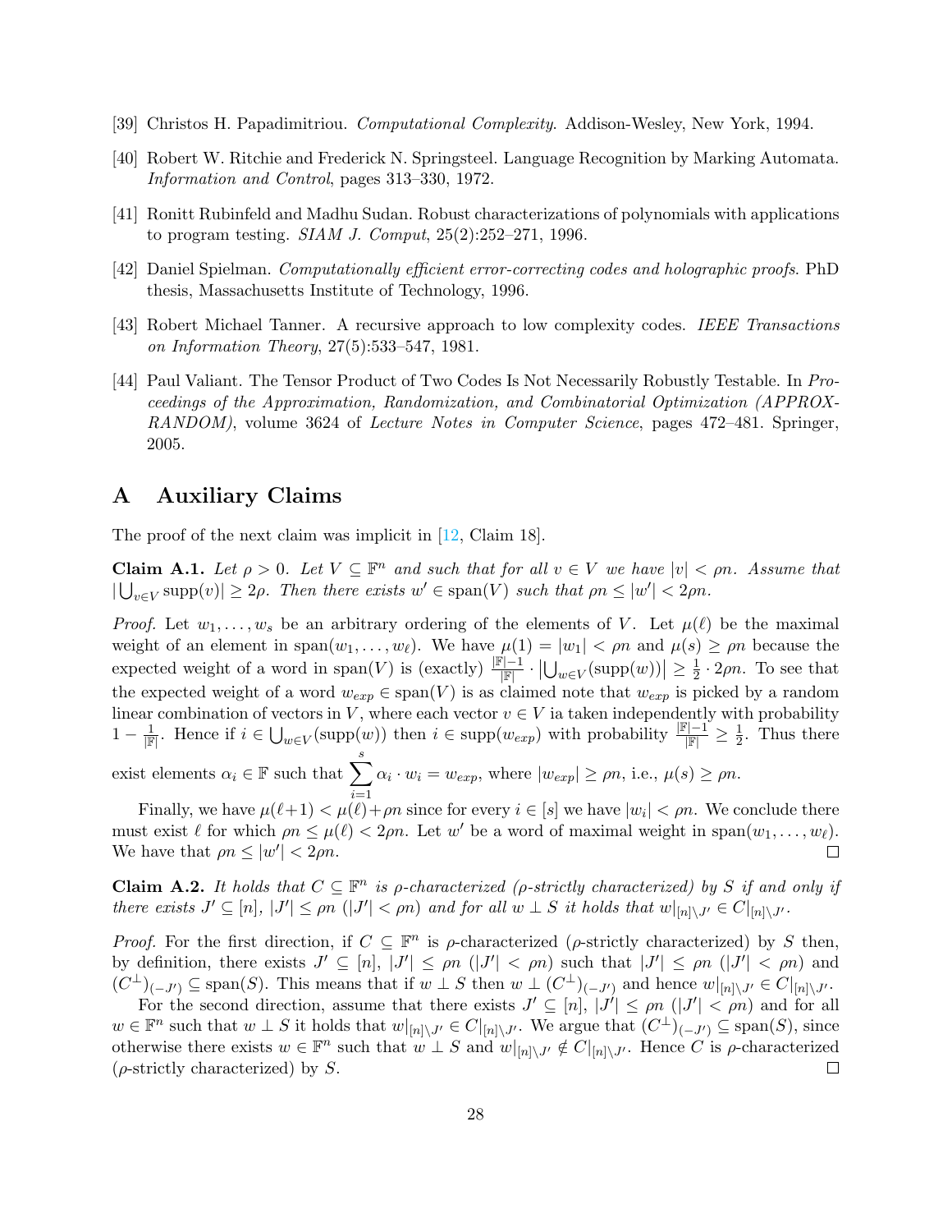[39] Christos H. Papadimitriou. *Computational Complexity*. Addison-Wesley, New York, 1994.

[40] Robert W. Ritchie and Frederick N. Springsteel. Language Recognition by Marking Automata. *Information and Control*, pages 313–330, 1972.

[41] Ronitt Rubinfeld and Madhu Sudan. Robust characterizations of polynomials with applications to program testing. *SIAM J. Comput*, 25(2):252–271, 1996.

[42] Daniel Spielman. *Computationally efficient error-correcting codes and holographic proofs*. PhD thesis, Massachusetts Institute of Technology, 1996.

[43] Robert Michael Tanner. A recursive approach to low complexity codes. *IEEE Transactions on Information Theory*, 27(5):533–547, 1981.

[44] Paul Valiant. The Tensor Product of Two Codes Is Not Necessarily Robustly Testable. In *Proceedings of the Approximation, Randomization, and Combinatorial Optimization (APPROX-RANDOM)*, volume 3624 of *Lecture Notes in Computer Science*, pages 472–481. Springer, 2005.

# A Auxiliary Claims

The proof of the next claim was implicit in [12, Claim 18].

**Claim A.1.** *Let $\rho > 0$. Let $V \subseteq \mathbb{F}^n$ and such that for all $v \in V$ we have $|v| < \rho n$. Assume that $|\bigcup_{v \in V} \text{supp}(v)| \geq 2\rho$. Then there exists $w' \in \text{span}(V)$ such that $\rho n \leq |w'| < 2\rho n$.*

*Proof.* Let $w_1, \ldots, w_s$ be an arbitrary ordering of the elements of $V$. Let $\mu(\ell)$ be the maximal weight of an element in $\text{span}(w_1, \ldots, w_\ell)$. We have $\mu(1) = |w_1| < \rho n$ and $\mu(s) \geq \rho n$ because the expected weight of a word in $\text{span}(V)$ is (exactly) $\frac{|\mathbb{F}|-1}{|\mathbb{F}|} \cdot |\bigcup_{w \in V}(\text{supp}(w))| \geq \frac{1}{2} \cdot 2\rho n$. To see that the expected weight of a word $w_{exp} \in \text{span}(V)$ is as claimed note that $w_{exp}$ is picked by a random linear combination of vectors in $V$, where each vector $v \in V$ ia taken independently with probability $1 - \frac{1}{|\mathbb{F}|}$. Hence if $i \in \bigcup_{w \in V}(\text{supp}(w))$ then $i \in \text{supp}(w_{exp})$ with probability $\frac{|\mathbb{F}|-1}{|\mathbb{F}|} \geq \frac{1}{2}$. Thus there exist elements $\alpha_i \in \mathbb{F}$ such that $\sum_{i=1}^{s} \alpha_i \cdot w_i = w_{exp}$, where $|w_{exp}| \geq \rho n$, i.e., $\mu(s) \geq \rho n$.

Finally, we have $\mu(\ell+1) < \mu(\ell) + \rho n$ since for every $i \in [s]$ we have $|w_i| < \rho n$. We conclude there must exist $\ell$ for which $\rho n \leq \mu(\ell) < 2\rho n$. Let $w'$ be a word of maximal weight in $\text{span}(w_1, \ldots, w_\ell)$. We have that $\rho n \leq |w'| < 2\rho n$. $\square$

**Claim A.2.** *It holds that $C \subseteq \mathbb{F}^n$ is $\rho$-characterized ($\rho$-strictly characterized) by $S$ if and only if there exists $J' \subseteq [n]$, $|J'| \leq \rho n$ ($|J'| < \rho n$) and for all $w \perp S$ it holds that $w|_{[n]\setminus J'} \in C|_{[n]\setminus J'}$.*

*Proof.* For the first direction, if $C \subseteq \mathbb{F}^n$ is $\rho$-characterized ($\rho$-strictly characterized) by $S$ then, by definition, there exists $J' \subseteq [n]$, $|J'| \leq \rho n$ ($|J'| < \rho n$) such that $|J'| \leq \rho n$ ($|J'| < \rho n$) and $(C^\perp)_{(-J')} \subseteq \text{span}(S)$. This means that if $w \perp S$ then $w \perp (C^\perp)_{(-J')}$ and hence $w|_{[n]\setminus J'} \in C|_{[n]\setminus J'}$.

For the second direction, assume that there exists $J' \subseteq [n]$, $|J'| \leq \rho n$ ($|J'| < \rho n$) and for all $w \in \mathbb{F}^n$ such that $w \perp S$ it holds that $w|_{[n]\setminus J'} \in C|_{[n]\setminus J'}$. We argue that $(C^\perp)_{(-J')} \subseteq \text{span}(S)$, since otherwise there exists $w \in \mathbb{F}^n$ such that $w \perp S$ and $w|_{[n]\setminus J'} \notin C|_{[n]\setminus J'}$. Hence $C$ is $\rho$-characterized ($\rho$-strictly characterized) by $S$. $\square$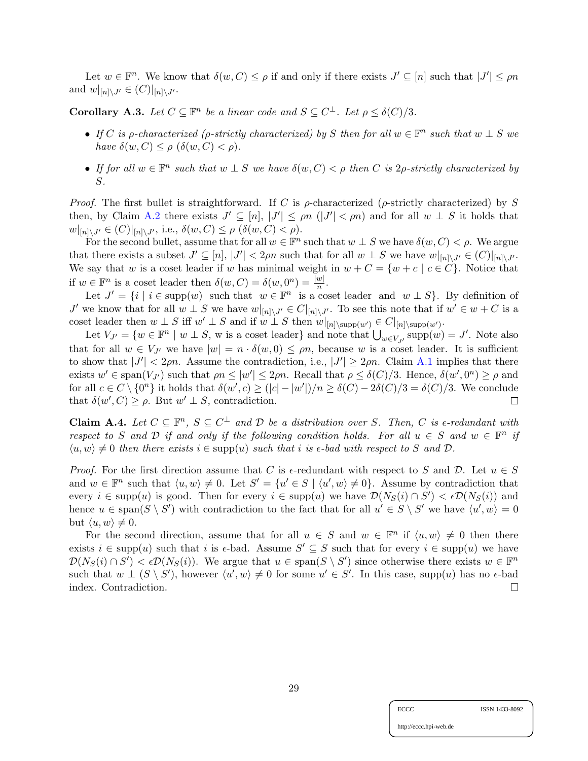Let $w \in \mathbb{F}^n$. We know that $\delta(w, C) \leq \rho$ if and only if there exists $J' \subseteq [n]$ such that $|J'| \leq \rho n$ and $w|_{[n]\setminus J'} \in (C)|_{[n]\setminus J'}$.

**Corollary A.3.** *Let $C \subseteq \mathbb{F}^n$ be a linear code and $S \subseteq C^\perp$. Let $\rho \leq \delta(C)/3$.*

- *If $C$ is $\rho$-characterized ($\rho$-strictly characterized) by $S$ then for all $w \in \mathbb{F}^n$ such that $w \perp S$ we have $\delta(w, C) \leq \rho$ ($\delta(w, C) < \rho$).*
- *If for all $w \in \mathbb{F}^n$ such that $w \perp S$ we have $\delta(w, C) < \rho$ then $C$ is $2\rho$-strictly characterized by $S$.*

*Proof.* The first bullet is straightforward. If $C$ is $\rho$-characterized ($\rho$-strictly characterized) by $S$ then, by Claim A.2 there exists $J' \subseteq [n]$, $|J'| \leq \rho n$ ($|J'| < \rho n$) and for all $w \perp S$ it holds that $w|_{[n]\setminus J'} \in (C)|_{[n]\setminus J'}$, i.e., $\delta(w, C) \leq \rho$ ($\delta(w, C) < \rho$).

For the second bullet, assume that for all $w \in \mathbb{F}^n$ such that $w \perp S$ we have $\delta(w, C) < \rho$. We argue that there exists a subset $J' \subseteq [n]$, $|J'| < 2\rho n$ such that for all $w \perp S$ we have $w|_{[n]\setminus J'} \in (C)|_{[n]\setminus J'}$. We say that $w$ is a coset leader if $w$ has minimal weight in $w + C = \{w + c \mid c \in C\}$. Notice that if $w \in \mathbb{F}^n$ is a coset leader then $\delta(w, C) = \delta(w, 0^n) = \frac{|w|}{n}$.

Let $J' = \{i \mid i \in \text{supp}(w) \text{ such that } w \in \mathbb{F}^n \text{ is a coset leader and } w \perp S\}$. By definition of $J'$ we know that for all $w \perp S$ we have $w|_{[n]\setminus J'} \in C|_{[n]\setminus J'}$. To see this note that if $w' \in w + C$ is a coset leader then $w \perp S$ iff $w' \perp S$ and if $w \perp S$ then $w|_{[n]\setminus \text{supp}(w')} \in C|_{[n]\setminus \text{supp}(w')}$.

Let $V_{J'} = \{w \in \mathbb{F}^n \mid w \perp S, \text{ w is a coset leader}\}$ and note that $\bigcup_{w \in V_{J'}} \text{supp}(w) = J'$. Note also that for all $w \in V_{J'}$ we have $|w| = n \cdot \delta(w, 0) \leq \rho n$, because $w$ is a coset leader. It is sufficient to show that $|J'| < 2\rho n$. Assume the contradiction, i.e., $|J'| \geq 2\rho n$. Claim A.1 implies that there exists $w' \in \text{span}(V_{J'})$ such that $\rho n \leq |w'| \leq 2\rho n$. Recall that $\rho \leq \delta(C)/3$. Hence, $\delta(w', 0^n) \geq \rho$ and for all $c \in C \setminus \{0^n\}$ it holds that $\delta(w', c) \geq (|c| - |w'|)/n \geq \delta(C) - 2\delta(C)/3 = \delta(C)/3$. We conclude that $\delta(w', C) \geq \rho$. But $w' \perp S$, contradiction. $\square$

**Claim A.4.** *Let $C \subseteq \mathbb{F}^n$, $S \subseteq C^\perp$ and $\mathcal{D}$ be a distribution over $S$. Then, $C$ is $\epsilon$-redundant with respect to $S$ and $\mathcal{D}$ if and only if the following condition holds. For all $u \in S$ and $w \in \mathbb{F}^n$ if $\langle u, w\rangle \neq 0$ then there exists $i \in \text{supp}(u)$ such that $i$ is $\epsilon$-bad with respect to $S$ and $\mathcal{D}$.*

*Proof.* For the first direction assume that $C$ is $\epsilon$-redundant with respect to $S$ and $\mathcal{D}$. Let $u \in S$ and $w \in \mathbb{F}^n$ such that $\langle u, w\rangle \neq 0$. Let $S' = \{u' \in S \mid \langle u', w\rangle \neq 0\}$. Assume by contradiction that every $i \in \text{supp}(u)$ is good. Then for every $i \in \text{supp}(u)$ we have $\mathcal{D}(N_S(i) \cap S') < \epsilon\mathcal{D}(N_S(i))$ and hence $u \in \text{span}(S \setminus S')$ with contradiction to the fact that for all $u' \in S \setminus S'$ we have $\langle u', w\rangle = 0$ but $\langle u, w\rangle \neq 0$.

For the second direction, assume that for all $u \in S$ and $w \in \mathbb{F}^n$ if $\langle u, w\rangle \neq 0$ then there exists $i \in \text{supp}(u)$ such that $i$ is $\epsilon$-bad. Assume $S' \subseteq S$ such that for every $i \in \text{supp}(u)$ we have $\mathcal{D}(N_S(i) \cap S') < \epsilon\mathcal{D}(N_S(i))$. We argue that $u \in \text{span}(S \setminus S')$ since otherwise there exists $w \in \mathbb{F}^n$ such that $w \perp (S \setminus S')$, however $\langle u', w\rangle \neq 0$ for some $u' \in S'$. In this case, $\text{supp}(u)$ has no $\epsilon$-bad index. Contradiction. $\square$

ECCC ISSN 1433-8092

http://eccc.hpi-web.de